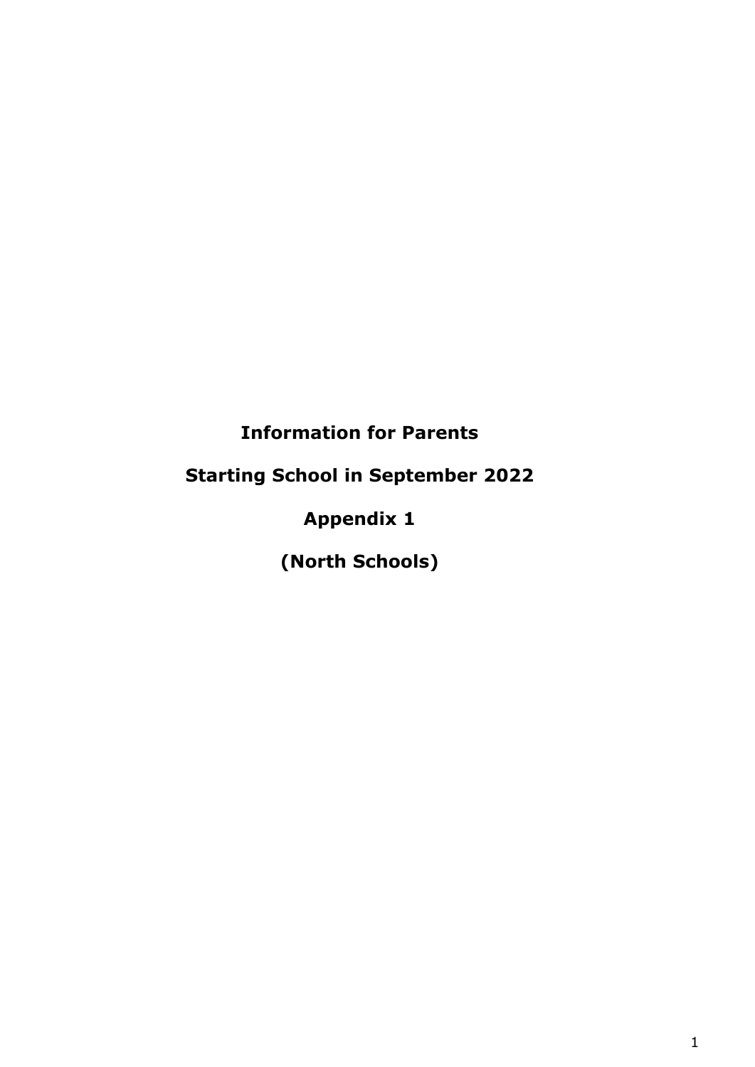# Information for Parents

## Starting School in September 2022

## Appendix 1

## (North Schools)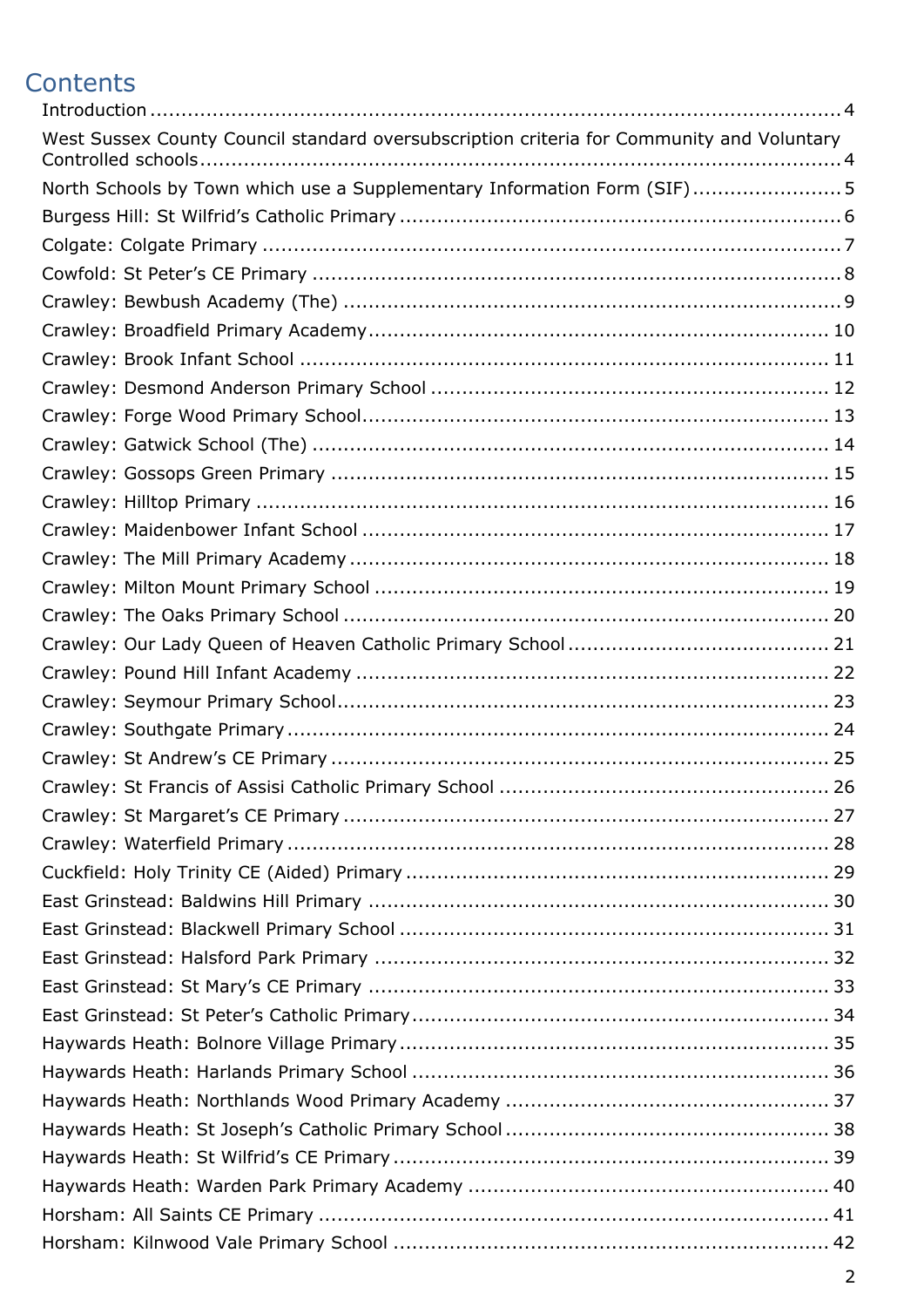# Contents

Introduction ........................................................................................................... 4

West Sussex County Council standard oversubscription criteria for Community and Voluntary Controlled schools ...................................................................................................... 4

North Schools by Town which use a Supplementary Information Form (SIF) ........................ 5

Burgess Hill: St Wilfrid's Catholic Primary ....................................................................... 6

Colgate: Colgate Primary ............................................................................................... 7

Cowfold: St Peter's CE Primary ...................................................................................... 8

Crawley: Bewbush Academy (The) ................................................................................. 9

Crawley: Broadfield Primary Academy ........................................................................... 10

Crawley: Brook Infant School ....................................................................................... 11

Crawley: Desmond Anderson Primary School ................................................................ 12

Crawley: Forge Wood Primary School ............................................................................ 13

Crawley: Gatwick School (The) ..................................................................................... 14

Crawley: Gossops Green Primary .................................................................................. 15

Crawley: Hilltop Primary ............................................................................................... 16

Crawley: Maidenbower Infant School ............................................................................ 17

Crawley: The Mill Primary Academy .............................................................................. 18

Crawley: Milton Mount Primary School .......................................................................... 19

Crawley: The Oaks Primary School ................................................................................ 20

Crawley: Our Lady Queen of Heaven Catholic Primary School .......................................... 21

Crawley: Pound Hill Infant Academy ............................................................................. 22

Crawley: Seymour Primary School ................................................................................ 23

Crawley: Southgate Primary ......................................................................................... 24

Crawley: St Andrew's CE Primary ................................................................................. 25

Crawley: St Francis of Assisi Catholic Primary School ..................................................... 26

Crawley: St Margaret's CE Primary ............................................................................... 27

Crawley: Waterfield Primary ......................................................................................... 28

Cuckfield: Holy Trinity CE (Aided) Primary ..................................................................... 29

East Grinstead: Baldwins Hill Primary ........................................................................... 30

East Grinstead: Blackwell Primary School ...................................................................... 31

East Grinstead: Halsford Park Primary .......................................................................... 32

East Grinstead: St Mary's CE Primary ........................................................................... 33

East Grinstead: St Peter's Catholic Primary .................................................................... 34

Haywards Heath: Bolnore Village Primary ...................................................................... 35

Haywards Heath: Harlands Primary School .................................................................... 36

Haywards Heath: Northlands Wood Primary Academy ..................................................... 37

Haywards Heath: St Joseph's Catholic Primary School ..................................................... 38

Haywards Heath: St Wilfrid's CE Primary ...................................................................... 39

Haywards Heath: Warden Park Primary Academy ........................................................... 40

Horsham: All Saints CE Primary ................................................................................... 41

Horsham: Kilnwood Vale Primary School ....................................................................... 42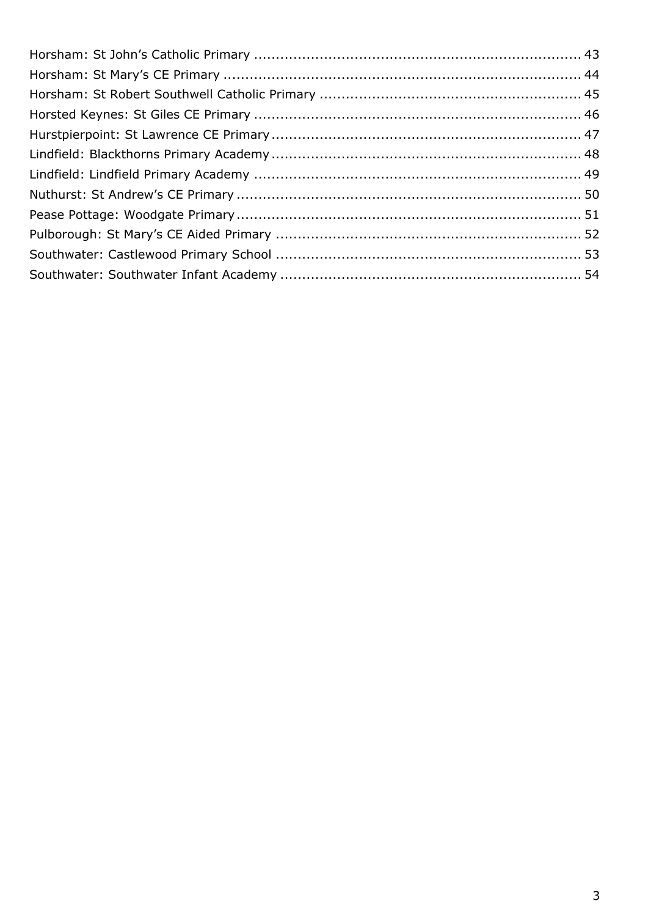Horsham: St John's Catholic Primary ........................................................................ 43
Horsham: St Mary's CE Primary ................................................................................ 44
Horsham: St Robert Southwell Catholic Primary ......................................................... 45
Horsted Keynes: St Giles CE Primary ......................................................................... 46
Hurstpierpoint: St Lawrence CE Primary ..................................................................... 47
Lindfield: Blackthorns Primary Academy ..................................................................... 48
Lindfield: Lindfield Primary Academy ......................................................................... 49
Nuthurst: St Andrew's CE Primary ............................................................................. 50
Pease Pottage: Woodgate Primary ............................................................................. 51
Pulborough: St Mary's CE Aided Primary .................................................................... 52
Southwater: Castlewood Primary School ..................................................................... 53
Southwater: Southwater Infant Academy .................................................................... 54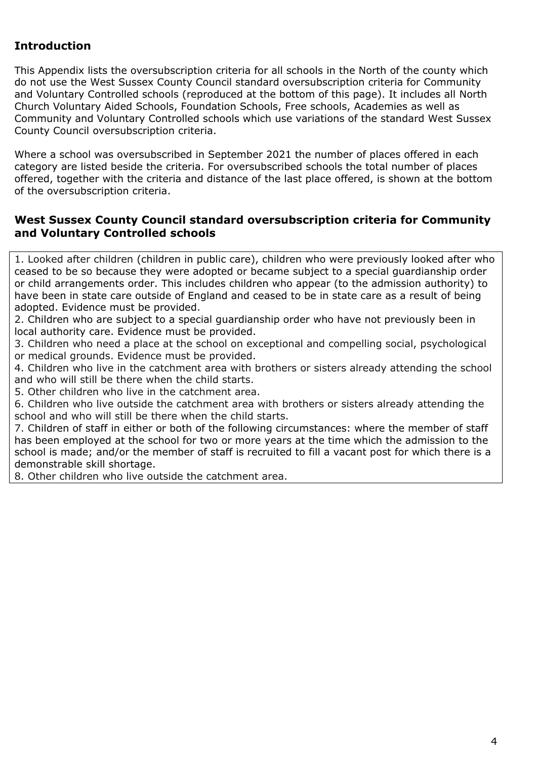## Introduction

This Appendix lists the oversubscription criteria for all schools in the North of the county which do not use the West Sussex County Council standard oversubscription criteria for Community and Voluntary Controlled schools (reproduced at the bottom of this page). It includes all North Church Voluntary Aided Schools, Foundation Schools, Free schools, Academies as well as Community and Voluntary Controlled schools which use variations of the standard West Sussex County Council oversubscription criteria.

Where a school was oversubscribed in September 2021 the number of places offered in each category are listed beside the criteria. For oversubscribed schools the total number of places offered, together with the criteria and distance of the last place offered, is shown at the bottom of the oversubscription criteria.

## West Sussex County Council standard oversubscription criteria for Community and Voluntary Controlled schools

1. Looked after children (children in public care), children who were previously looked after who ceased to be so because they were adopted or became subject to a special guardianship order or child arrangements order. This includes children who appear (to the admission authority) to have been in state care outside of England and ceased to be in state care as a result of being adopted. Evidence must be provided.
2. Children who are subject to a special guardianship order who have not previously been in local authority care. Evidence must be provided.
3. Children who need a place at the school on exceptional and compelling social, psychological or medical grounds. Evidence must be provided.
4. Children who live in the catchment area with brothers or sisters already attending the school and who will still be there when the child starts.
5. Other children who live in the catchment area.
6. Children who live outside the catchment area with brothers or sisters already attending the school and who will still be there when the child starts.
7. Children of staff in either or both of the following circumstances: where the member of staff has been employed at the school for two or more years at the time which the admission to the school is made; and/or the member of staff is recruited to fill a vacant post for which there is a demonstrable skill shortage.
8. Other children who live outside the catchment area.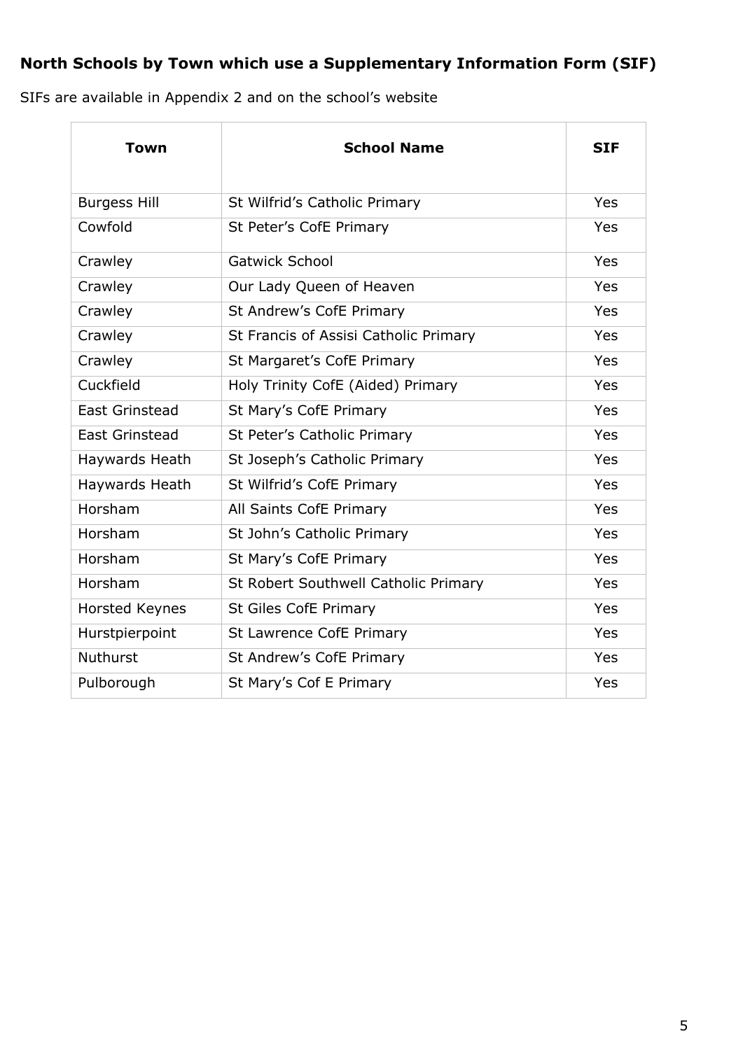## North Schools by Town which use a Supplementary Information Form (SIF)

SIFs are available in Appendix 2 and on the school's website

| Town | School Name | SIF |
| --- | --- | --- |
| Burgess Hill | St Wilfrid's Catholic Primary | Yes |
| Cowfold | St Peter's CofE Primary | Yes |
| Crawley | Gatwick School | Yes |
| Crawley | Our Lady Queen of Heaven | Yes |
| Crawley | St Andrew's CofE Primary | Yes |
| Crawley | St Francis of Assisi Catholic Primary | Yes |
| Crawley | St Margaret's CofE Primary | Yes |
| Cuckfield | Holy Trinity CofE (Aided) Primary | Yes |
| East Grinstead | St Mary's CofE Primary | Yes |
| East Grinstead | St Peter's Catholic Primary | Yes |
| Haywards Heath | St Joseph's Catholic Primary | Yes |
| Haywards Heath | St Wilfrid's CofE Primary | Yes |
| Horsham | All Saints CofE Primary | Yes |
| Horsham | St John's Catholic Primary | Yes |
| Horsham | St Mary's CofE Primary | Yes |
| Horsham | St Robert Southwell Catholic Primary | Yes |
| Horsted Keynes | St Giles CofE Primary | Yes |
| Hurstpierpoint | St Lawrence CofE Primary | Yes |
| Nuthurst | St Andrew's CofE Primary | Yes |
| Pulborough | St Mary's Cof E Primary | Yes |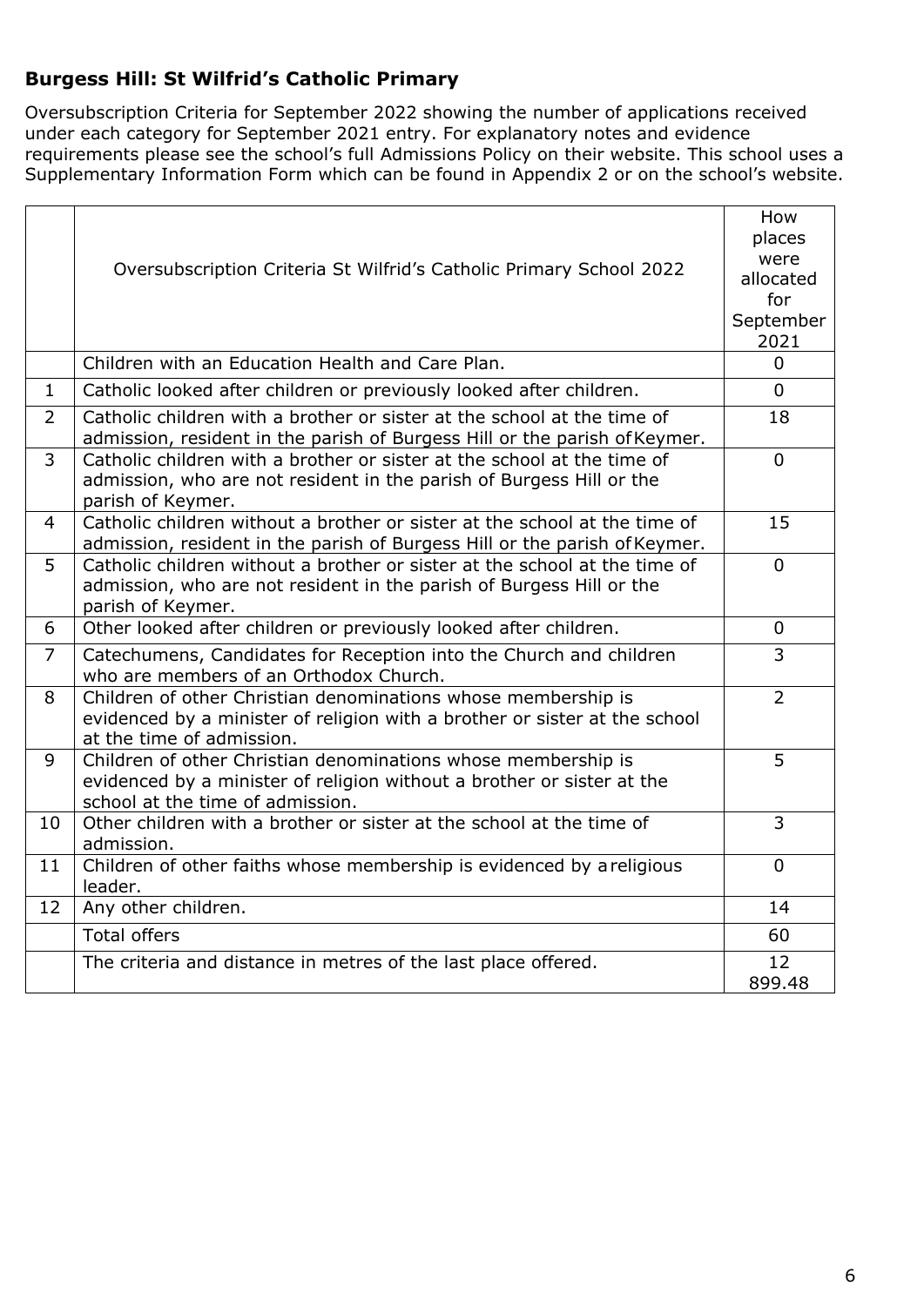### Burgess Hill: St Wilfrid's Catholic Primary

Oversubscription Criteria for September 2022 showing the number of applications received under each category for September 2021 entry. For explanatory notes and evidence requirements please see the school's full Admissions Policy on their website. This school uses a Supplementary Information Form which can be found in Appendix 2 or on the school's website.

| | Oversubscription Criteria St Wilfrid's Catholic Primary School 2022 | How places were allocated for September 2021 |
|---|---|---|
| | Children with an Education Health and Care Plan. | 0 |
| 1 | Catholic looked after children or previously looked after children. | 0 |
| 2 | Catholic children with a brother or sister at the school at the time of admission, resident in the parish of Burgess Hill or the parish of Keymer. | 18 |
| 3 | Catholic children with a brother or sister at the school at the time of admission, who are not resident in the parish of Burgess Hill or the parish of Keymer. | 0 |
| 4 | Catholic children without a brother or sister at the school at the time of admission, resident in the parish of Burgess Hill or the parish of Keymer. | 15 |
| 5 | Catholic children without a brother or sister at the school at the time of admission, who are not resident in the parish of Burgess Hill or the parish of Keymer. | 0 |
| 6 | Other looked after children or previously looked after children. | 0 |
| 7 | Catechumens, Candidates for Reception into the Church and children who are members of an Orthodox Church. | 3 |
| 8 | Children of other Christian denominations whose membership is evidenced by a minister of religion with a brother or sister at the school at the time of admission. | 2 |
| 9 | Children of other Christian denominations whose membership is evidenced by a minister of religion without a brother or sister at the school at the time of admission. | 5 |
| 10 | Other children with a brother or sister at the school at the time of admission. | 3 |
| 11 | Children of other faiths whose membership is evidenced by a religious leader. | 0 |
| 12 | Any other children. | 14 |
| | Total offers | 60 |
| | The criteria and distance in metres of the last place offered. | 12 899.48 |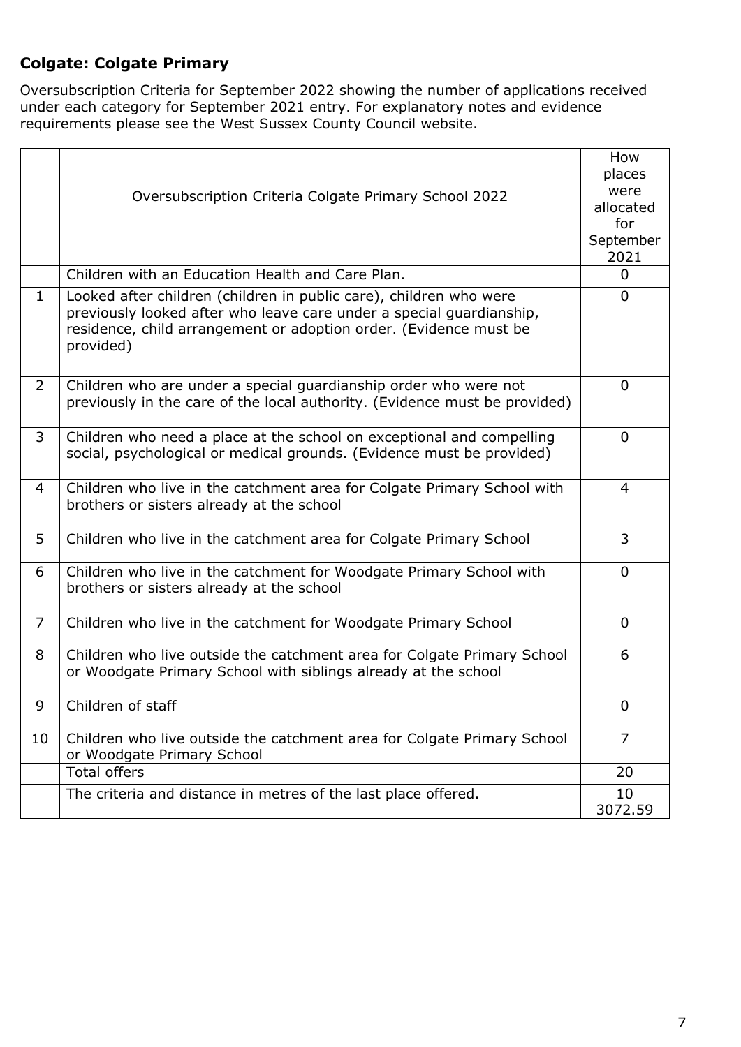## Colgate: Colgate Primary

Oversubscription Criteria for September 2022 showing the number of applications received under each category for September 2021 entry. For explanatory notes and evidence requirements please see the West Sussex County Council website.

| | Oversubscription Criteria Colgate Primary School 2022 | How places were allocated for September 2021 |
|---|---|---|
| | Children with an Education Health and Care Plan. | 0 |
| 1 | Looked after children (children in public care), children who were previously looked after who leave care under a special guardianship, residence, child arrangement or adoption order. (Evidence must be provided) | 0 |
| 2 | Children who are under a special guardianship order who were not previously in the care of the local authority. (Evidence must be provided) | 0 |
| 3 | Children who need a place at the school on exceptional and compelling social, psychological or medical grounds. (Evidence must be provided) | 0 |
| 4 | Children who live in the catchment area for Colgate Primary School with brothers or sisters already at the school | 4 |
| 5 | Children who live in the catchment area for Colgate Primary School | 3 |
| 6 | Children who live in the catchment for Woodgate Primary School with brothers or sisters already at the school | 0 |
| 7 | Children who live in the catchment for Woodgate Primary School | 0 |
| 8 | Children who live outside the catchment area for Colgate Primary School or Woodgate Primary School with siblings already at the school | 6 |
| 9 | Children of staff | 0 |
| 10 | Children who live outside the catchment area for Colgate Primary School or Woodgate Primary School | 7 |
| | Total offers | 20 |
| | The criteria and distance in metres of the last place offered. | 10<br>3072.59 |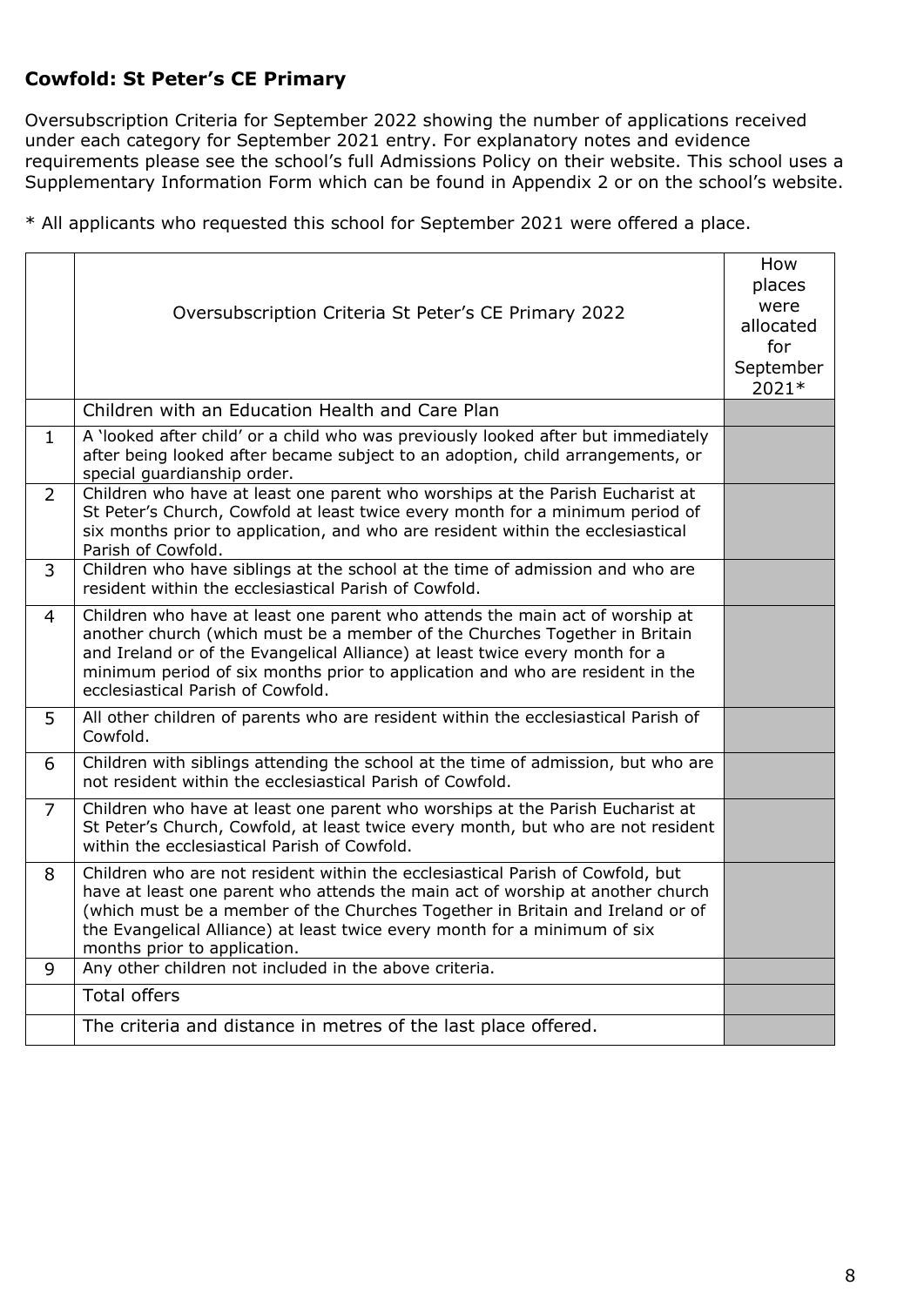## Cowfold: St Peter's CE Primary

Oversubscription Criteria for September 2022 showing the number of applications received under each category for September 2021 entry. For explanatory notes and evidence requirements please see the school's full Admissions Policy on their website. This school uses a Supplementary Information Form which can be found in Appendix 2 or on the school's website.

* All applicants who requested this school for September 2021 were offered a place.

| | Oversubscription Criteria St Peter's CE Primary 2022 | How places were allocated for September 2021* |
|---|---|---|
| | Children with an Education Health and Care Plan | |
| 1 | A 'looked after child' or a child who was previously looked after but immediately after being looked after became subject to an adoption, child arrangements, or special guardianship order. | |
| 2 | Children who have at least one parent who worships at the Parish Eucharist at St Peter's Church, Cowfold at least twice every month for a minimum period of six months prior to application, and who are resident within the ecclesiastical Parish of Cowfold. | |
| 3 | Children who have siblings at the school at the time of admission and who are resident within the ecclesiastical Parish of Cowfold. | |
| 4 | Children who have at least one parent who attends the main act of worship at another church (which must be a member of the Churches Together in Britain and Ireland or of the Evangelical Alliance) at least twice every month for a minimum period of six months prior to application and who are resident in the ecclesiastical Parish of Cowfold. | |
| 5 | All other children of parents who are resident within the ecclesiastical Parish of Cowfold. | |
| 6 | Children with siblings attending the school at the time of admission, but who are not resident within the ecclesiastical Parish of Cowfold. | |
| 7 | Children who have at least one parent who worships at the Parish Eucharist at St Peter's Church, Cowfold, at least twice every month, but who are not resident within the ecclesiastical Parish of Cowfold. | |
| 8 | Children who are not resident within the ecclesiastical Parish of Cowfold, but have at least one parent who attends the main act of worship at another church (which must be a member of the Churches Together in Britain and Ireland or of the Evangelical Alliance) at least twice every month for a minimum of six months prior to application. | |
| 9 | Any other children not included in the above criteria. | |
| | Total offers | |
| | The criteria and distance in metres of the last place offered. | |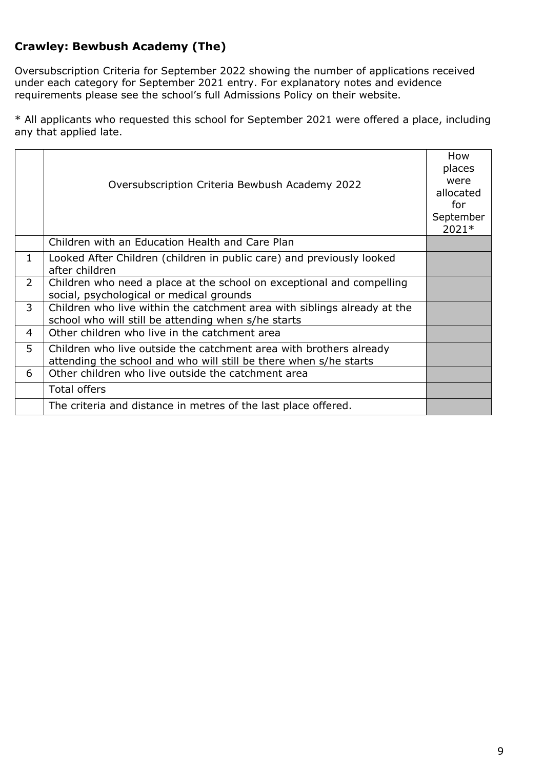### **Crawley: Bewbush Academy (The)**

Oversubscription Criteria for September 2022 showing the number of applications received under each category for September 2021 entry. For explanatory notes and evidence requirements please see the school's full Admissions Policy on their website.

* All applicants who requested this school for September 2021 were offered a place, including any that applied late.

| | Oversubscription Criteria Bewbush Academy 2022 | How places were allocated for September 2021* |
|---|---|---|
| | Children with an Education Health and Care Plan | |
| 1 | Looked After Children (children in public care) and previously looked after children | |
| 2 | Children who need a place at the school on exceptional and compelling social, psychological or medical grounds | |
| 3 | Children who live within the catchment area with siblings already at the school who will still be attending when s/he starts | |
| 4 | Other children who live in the catchment area | |
| 5 | Children who live outside the catchment area with brothers already attending the school and who will still be there when s/he starts | |
| 6 | Other children who live outside the catchment area | |
| | Total offers | |
| | The criteria and distance in metres of the last place offered. | |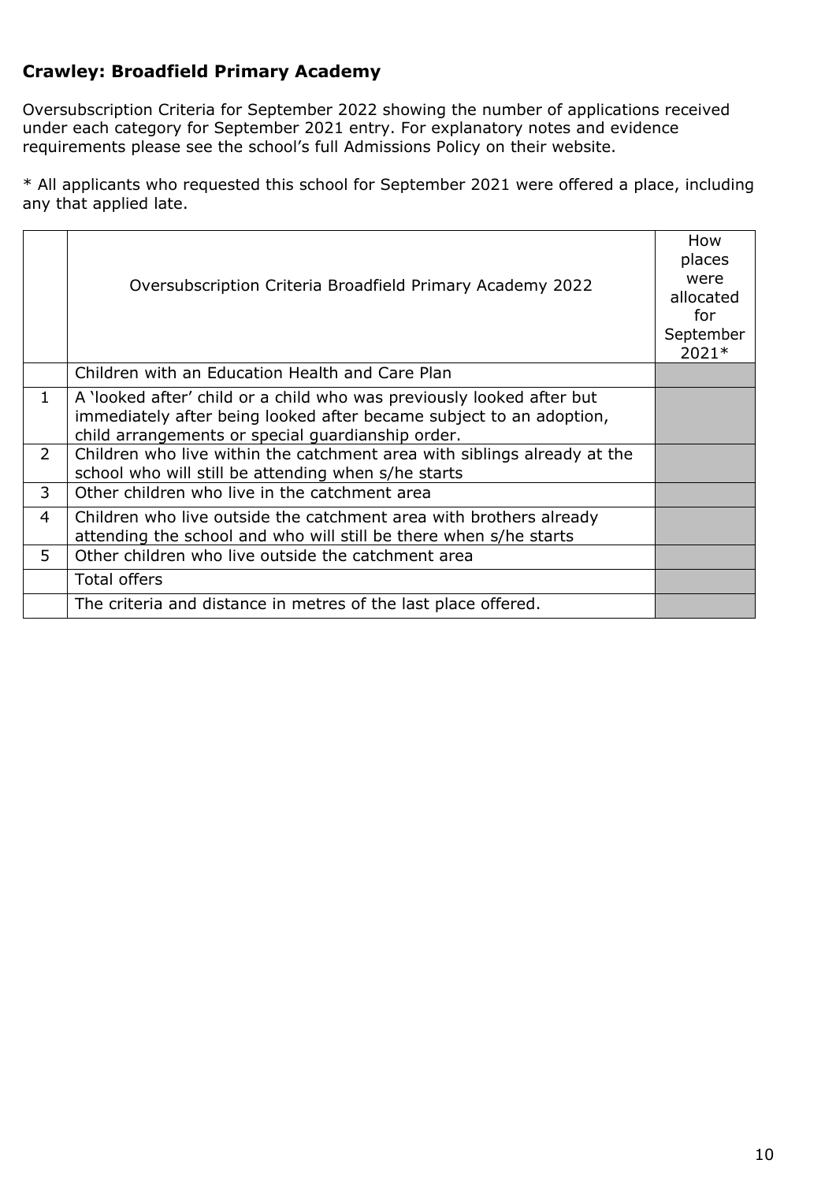## Crawley: Broadfield Primary Academy

Oversubscription Criteria for September 2022 showing the number of applications received under each category for September 2021 entry. For explanatory notes and evidence requirements please see the school's full Admissions Policy on their website.

* All applicants who requested this school for September 2021 were offered a place, including any that applied late.

| | Oversubscription Criteria Broadfield Primary Academy 2022 | How places were allocated for September 2021* |
|---|---|---|
| | Children with an Education Health and Care Plan | |
| 1 | A 'looked after' child or a child who was previously looked after but immediately after being looked after became subject to an adoption, child arrangements or special guardianship order. | |
| 2 | Children who live within the catchment area with siblings already at the school who will still be attending when s/he starts | |
| 3 | Other children who live in the catchment area | |
| 4 | Children who live outside the catchment area with brothers already attending the school and who will still be there when s/he starts | |
| 5 | Other children who live outside the catchment area | |
| | Total offers | |
| | The criteria and distance in metres of the last place offered. | |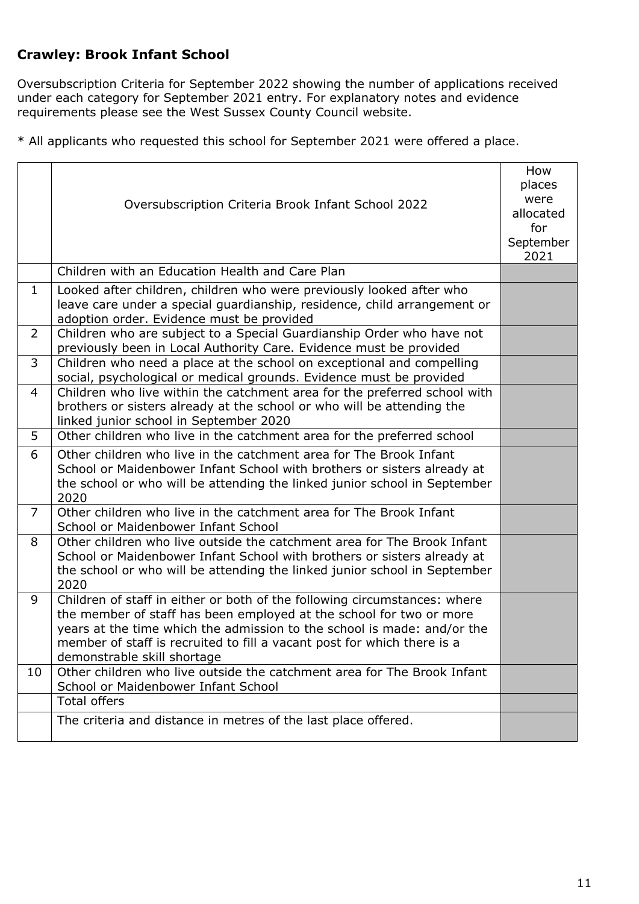## Crawley: Brook Infant School

Oversubscription Criteria for September 2022 showing the number of applications received under each category for September 2021 entry. For explanatory notes and evidence requirements please see the West Sussex County Council website.

* All applicants who requested this school for September 2021 were offered a place.

| | Oversubscription Criteria Brook Infant School 2022 | How places were allocated for September 2021 |
|---|---|---|
| | Children with an Education Health and Care Plan | |
| 1 | Looked after children, children who were previously looked after who leave care under a special guardianship, residence, child arrangement or adoption order. Evidence must be provided | |
| 2 | Children who are subject to a Special Guardianship Order who have not previously been in Local Authority Care. Evidence must be provided | |
| 3 | Children who need a place at the school on exceptional and compelling social, psychological or medical grounds. Evidence must be provided | |
| 4 | Children who live within the catchment area for the preferred school with brothers or sisters already at the school or who will be attending the linked junior school in September 2020 | |
| 5 | Other children who live in the catchment area for the preferred school | |
| 6 | Other children who live in the catchment area for The Brook Infant School or Maidenbower Infant School with brothers or sisters already at the school or who will be attending the linked junior school in September 2020 | |
| 7 | Other children who live in the catchment area for The Brook Infant School or Maidenbower Infant School | |
| 8 | Other children who live outside the catchment area for The Brook Infant School or Maidenbower Infant School with brothers or sisters already at the school or who will be attending the linked junior school in September 2020 | |
| 9 | Children of staff in either or both of the following circumstances: where the member of staff has been employed at the school for two or more years at the time which the admission to the school is made: and/or the member of staff is recruited to fill a vacant post for which there is a demonstrable skill shortage | |
| 10 | Other children who live outside the catchment area for The Brook Infant School or Maidenbower Infant School | |
| | Total offers | |
| | The criteria and distance in metres of the last place offered. | |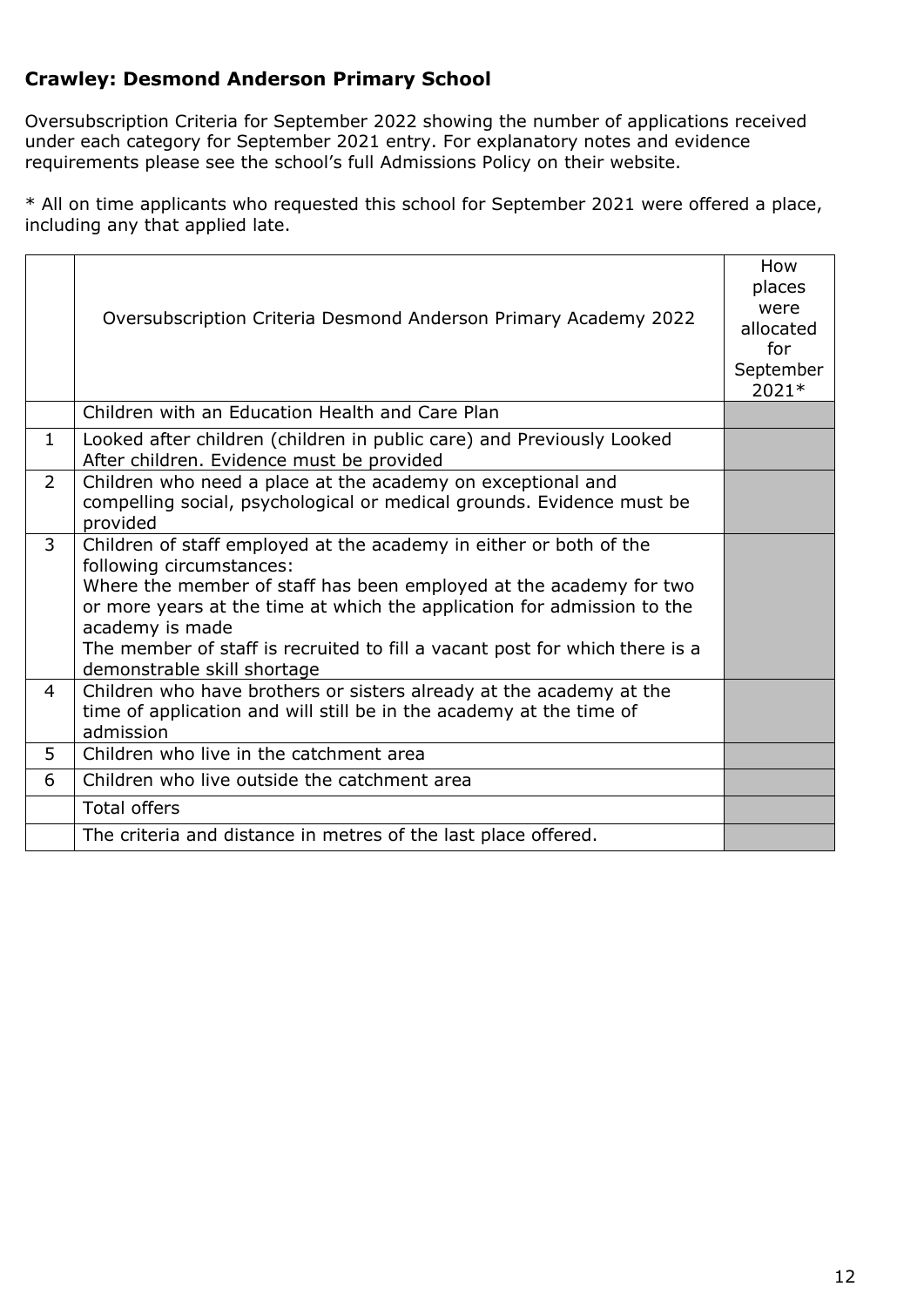### Crawley: Desmond Anderson Primary School

Oversubscription Criteria for September 2022 showing the number of applications received under each category for September 2021 entry. For explanatory notes and evidence requirements please see the school's full Admissions Policy on their website.

* All on time applicants who requested this school for September 2021 were offered a place, including any that applied late.

| | Oversubscription Criteria Desmond Anderson Primary Academy 2022 | How places were allocated for September 2021* |
|---|---|---|
| | Children with an Education Health and Care Plan | |
| 1 | Looked after children (children in public care) and Previously Looked After children. Evidence must be provided | |
| 2 | Children who need a place at the academy on exceptional and compelling social, psychological or medical grounds. Evidence must be provided | |
| 3 | Children of staff employed at the academy in either or both of the following circumstances:<br>Where the member of staff has been employed at the academy for two or more years at the time at which the application for admission to the academy is made<br>The member of staff is recruited to fill a vacant post for which there is a demonstrable skill shortage | |
| 4 | Children who have brothers or sisters already at the academy at the time of application and will still be in the academy at the time of admission | |
| 5 | Children who live in the catchment area | |
| 6 | Children who live outside the catchment area | |
| | Total offers | |
| | The criteria and distance in metres of the last place offered. | |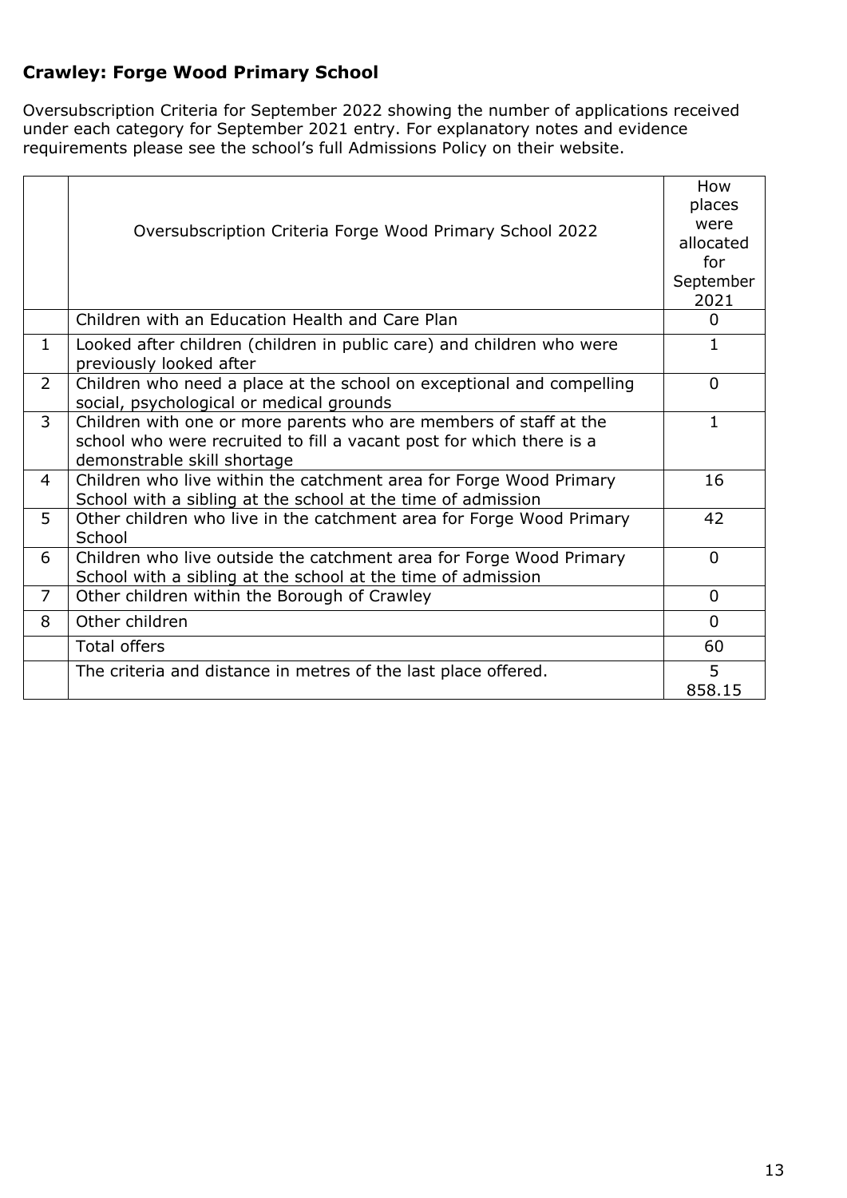## Crawley: Forge Wood Primary School

Oversubscription Criteria for September 2022 showing the number of applications received under each category for September 2021 entry. For explanatory notes and evidence requirements please see the school's full Admissions Policy on their website.

| | Oversubscription Criteria Forge Wood Primary School 2022 | How places were allocated for September 2021 |
|---|---|---|
| | Children with an Education Health and Care Plan | 0 |
| 1 | Looked after children (children in public care) and children who were previously looked after | 1 |
| 2 | Children who need a place at the school on exceptional and compelling social, psychological or medical grounds | 0 |
| 3 | Children with one or more parents who are members of staff at the school who were recruited to fill a vacant post for which there is a demonstrable skill shortage | 1 |
| 4 | Children who live within the catchment area for Forge Wood Primary School with a sibling at the school at the time of admission | 16 |
| 5 | Other children who live in the catchment area for Forge Wood Primary School | 42 |
| 6 | Children who live outside the catchment area for Forge Wood Primary School with a sibling at the school at the time of admission | 0 |
| 7 | Other children within the Borough of Crawley | 0 |
| 8 | Other children | 0 |
| | Total offers | 60 |
| | The criteria and distance in metres of the last place offered. | 5<br>858.15 |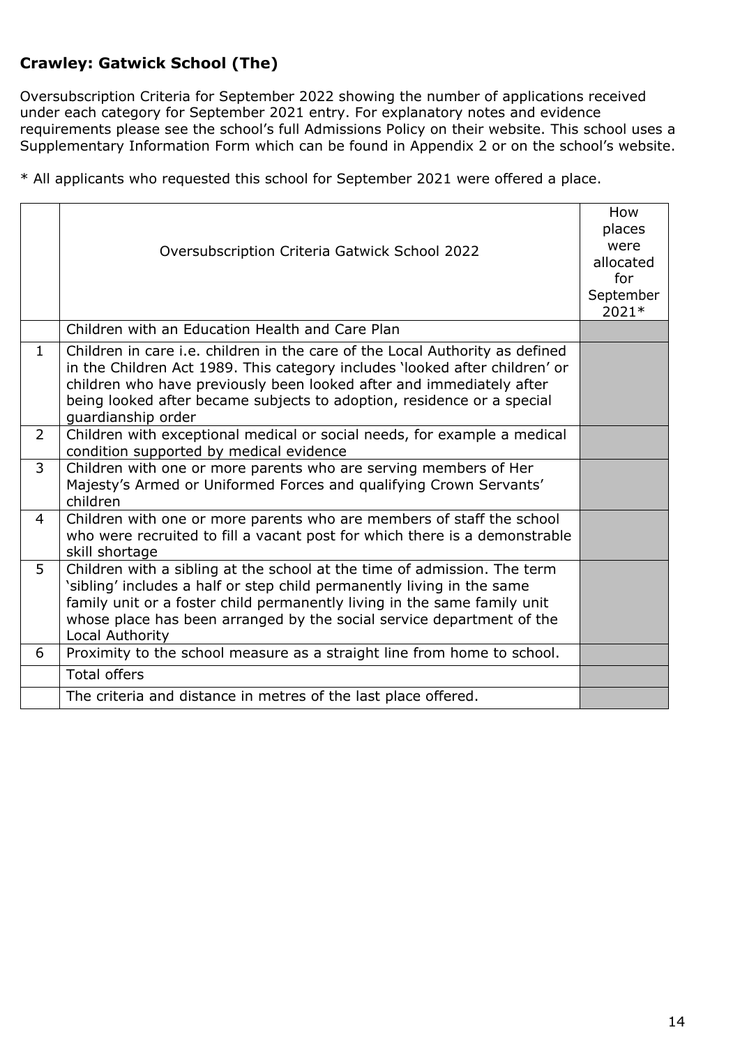### Crawley: Gatwick School (The)

Oversubscription Criteria for September 2022 showing the number of applications received under each category for September 2021 entry. For explanatory notes and evidence requirements please see the school's full Admissions Policy on their website. This school uses a Supplementary Information Form which can be found in Appendix 2 or on the school's website.

* All applicants who requested this school for September 2021 were offered a place.

| | Oversubscription Criteria Gatwick School 2022 | How places were allocated for September 2021* |
|---|---|---|
| | Children with an Education Health and Care Plan | |
| 1 | Children in care i.e. children in the care of the Local Authority as defined in the Children Act 1989. This category includes 'looked after children' or children who have previously been looked after and immediately after being looked after became subjects to adoption, residence or a special guardianship order | |
| 2 | Children with exceptional medical or social needs, for example a medical condition supported by medical evidence | |
| 3 | Children with one or more parents who are serving members of Her Majesty's Armed or Uniformed Forces and qualifying Crown Servants' children | |
| 4 | Children with one or more parents who are members of staff the school who were recruited to fill a vacant post for which there is a demonstrable skill shortage | |
| 5 | Children with a sibling at the school at the time of admission. The term 'sibling' includes a half or step child permanently living in the same family unit or a foster child permanently living in the same family unit whose place has been arranged by the social service department of the Local Authority | |
| 6 | Proximity to the school measure as a straight line from home to school. | |
| | Total offers | |
| | The criteria and distance in metres of the last place offered. | |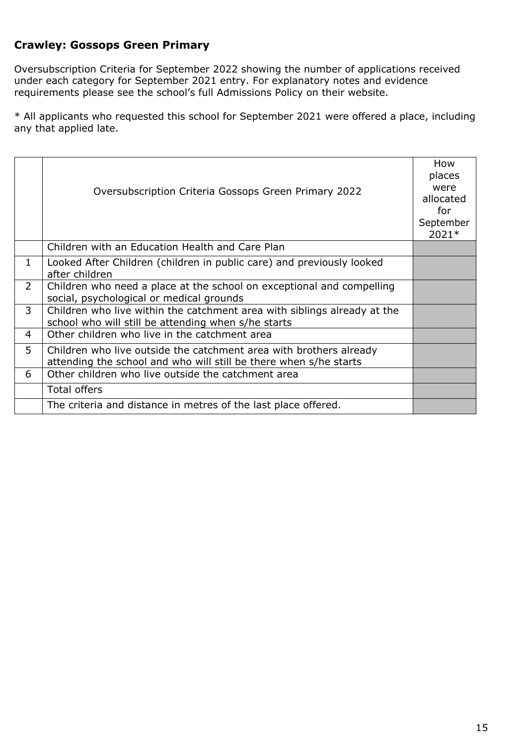### Crawley: Gossops Green Primary

Oversubscription Criteria for September 2022 showing the number of applications received under each category for September 2021 entry. For explanatory notes and evidence requirements please see the school's full Admissions Policy on their website.

* All applicants who requested this school for September 2021 were offered a place, including any that applied late.

| | Oversubscription Criteria Gossops Green Primary 2022 | How places were allocated for September 2021* |
|---|---|---|
| | Children with an Education Health and Care Plan | |
| 1 | Looked After Children (children in public care) and previously looked after children | |
| 2 | Children who need a place at the school on exceptional and compelling social, psychological or medical grounds | |
| 3 | Children who live within the catchment area with siblings already at the school who will still be attending when s/he starts | |
| 4 | Other children who live in the catchment area | |
| 5 | Children who live outside the catchment area with brothers already attending the school and who will still be there when s/he starts | |
| 6 | Other children who live outside the catchment area | |
| | Total offers | |
| | The criteria and distance in metres of the last place offered. | |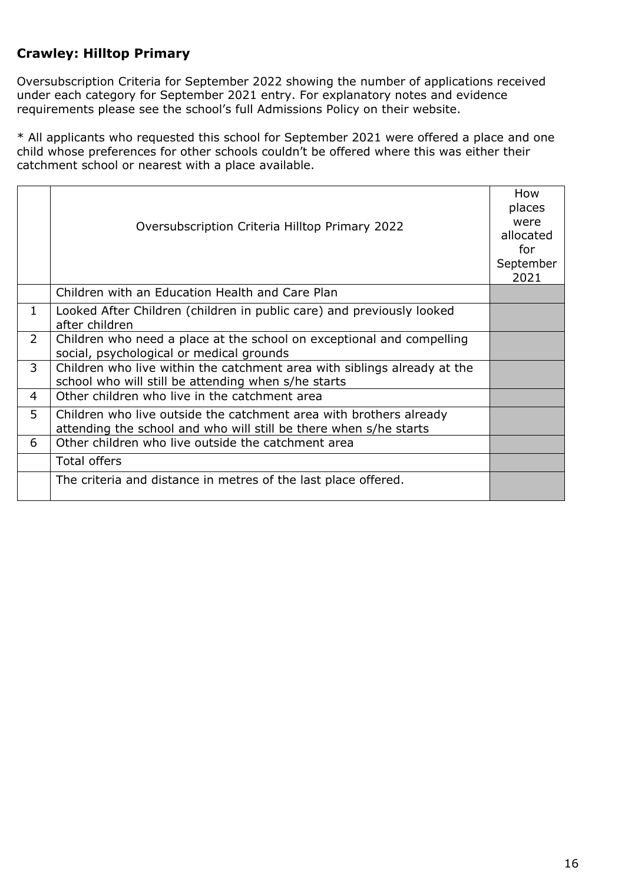### Crawley: Hilltop Primary

Oversubscription Criteria for September 2022 showing the number of applications received under each category for September 2021 entry. For explanatory notes and evidence requirements please see the school's full Admissions Policy on their website.

* All applicants who requested this school for September 2021 were offered a place and one child whose preferences for other schools couldn't be offered where this was either their catchment school or nearest with a place available.

| | Oversubscription Criteria Hilltop Primary 2022 | How places were allocated for September 2021 |
|---|---|---|
| | Children with an Education Health and Care Plan | |
| 1 | Looked After Children (children in public care) and previously looked after children | |
| 2 | Children who need a place at the school on exceptional and compelling social, psychological or medical grounds | |
| 3 | Children who live within the catchment area with siblings already at the school who will still be attending when s/he starts | |
| 4 | Other children who live in the catchment area | |
| 5 | Children who live outside the catchment area with brothers already attending the school and who will still be there when s/he starts | |
| 6 | Other children who live outside the catchment area | |
| | Total offers | |
| | The criteria and distance in metres of the last place offered. | |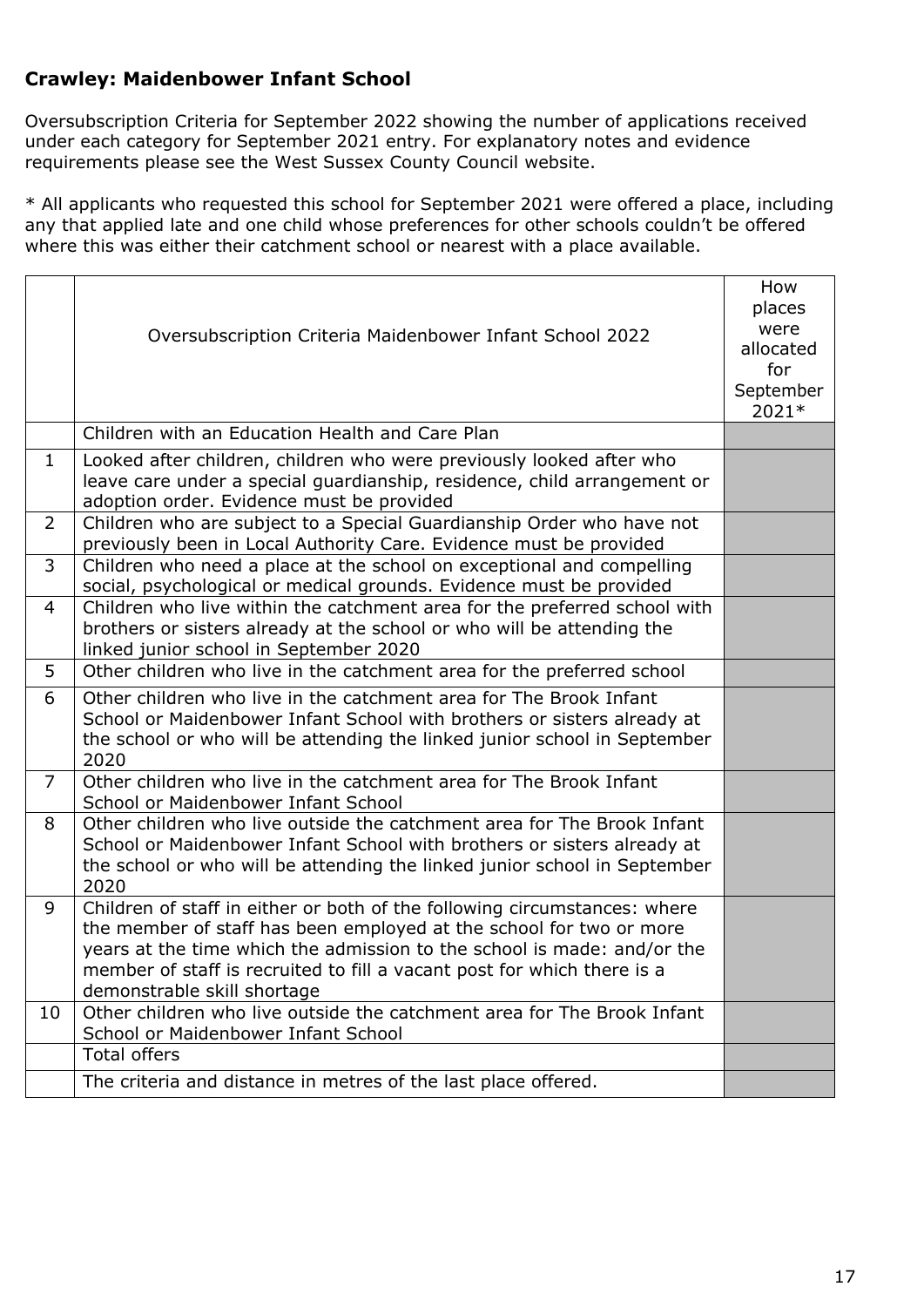## Crawley: Maidenbower Infant School

Oversubscription Criteria for September 2022 showing the number of applications received under each category for September 2021 entry. For explanatory notes and evidence requirements please see the West Sussex County Council website.

* All applicants who requested this school for September 2021 were offered a place, including any that applied late and one child whose preferences for other schools couldn't be offered where this was either their catchment school or nearest with a place available.

| | Oversubscription Criteria Maidenbower Infant School 2022 | How places were allocated for September 2021* |
|---|---|---|
| | Children with an Education Health and Care Plan | |
| 1 | Looked after children, children who were previously looked after who leave care under a special guardianship, residence, child arrangement or adoption order. Evidence must be provided | |
| 2 | Children who are subject to a Special Guardianship Order who have not previously been in Local Authority Care. Evidence must be provided | |
| 3 | Children who need a place at the school on exceptional and compelling social, psychological or medical grounds. Evidence must be provided | |
| 4 | Children who live within the catchment area for the preferred school with brothers or sisters already at the school or who will be attending the linked junior school in September 2020 | |
| 5 | Other children who live in the catchment area for the preferred school | |
| 6 | Other children who live in the catchment area for The Brook Infant School or Maidenbower Infant School with brothers or sisters already at the school or who will be attending the linked junior school in September 2020 | |
| 7 | Other children who live in the catchment area for The Brook Infant School or Maidenbower Infant School | |
| 8 | Other children who live outside the catchment area for The Brook Infant School or Maidenbower Infant School with brothers or sisters already at the school or who will be attending the linked junior school in September 2020 | |
| 9 | Children of staff in either or both of the following circumstances: where the member of staff has been employed at the school for two or more years at the time which the admission to the school is made: and/or the member of staff is recruited to fill a vacant post for which there is a demonstrable skill shortage | |
| 10 | Other children who live outside the catchment area for The Brook Infant School or Maidenbower Infant School | |
| | Total offers | |
| | The criteria and distance in metres of the last place offered. | |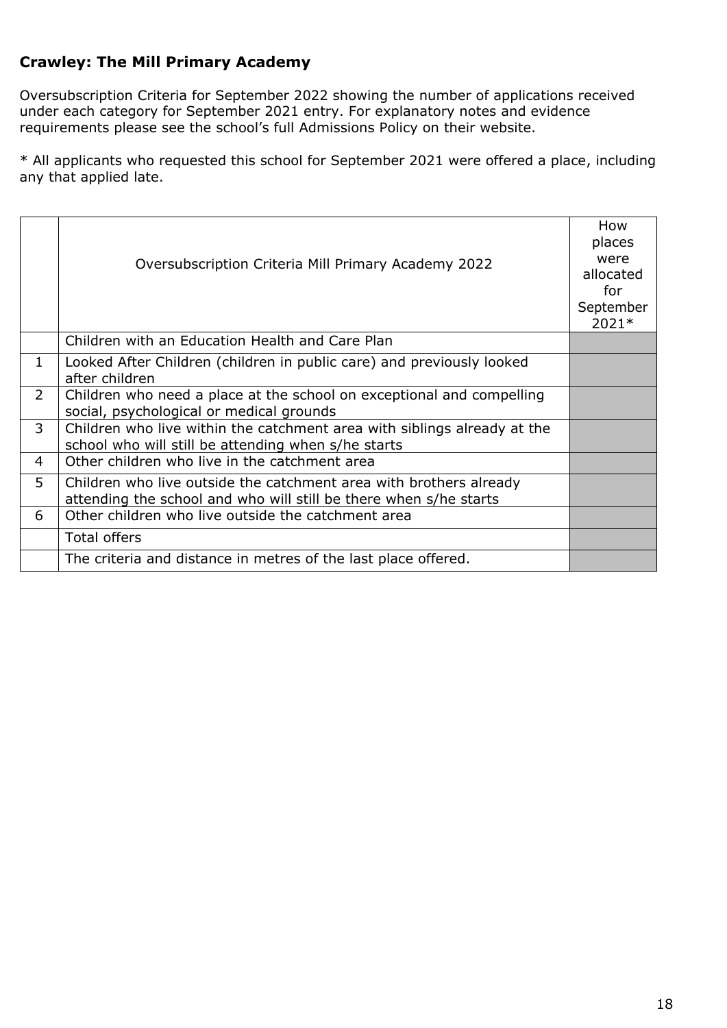### Crawley: The Mill Primary Academy

Oversubscription Criteria for September 2022 showing the number of applications received under each category for September 2021 entry. For explanatory notes and evidence requirements please see the school's full Admissions Policy on their website.

* All applicants who requested this school for September 2021 were offered a place, including any that applied late.

| | Oversubscription Criteria Mill Primary Academy 2022 | How places were allocated for September 2021* |
|---|---|---|
| | Children with an Education Health and Care Plan | |
| 1 | Looked After Children (children in public care) and previously looked after children | |
| 2 | Children who need a place at the school on exceptional and compelling social, psychological or medical grounds | |
| 3 | Children who live within the catchment area with siblings already at the school who will still be attending when s/he starts | |
| 4 | Other children who live in the catchment area | |
| 5 | Children who live outside the catchment area with brothers already attending the school and who will still be there when s/he starts | |
| 6 | Other children who live outside the catchment area | |
| | Total offers | |
| | The criteria and distance in metres of the last place offered. | |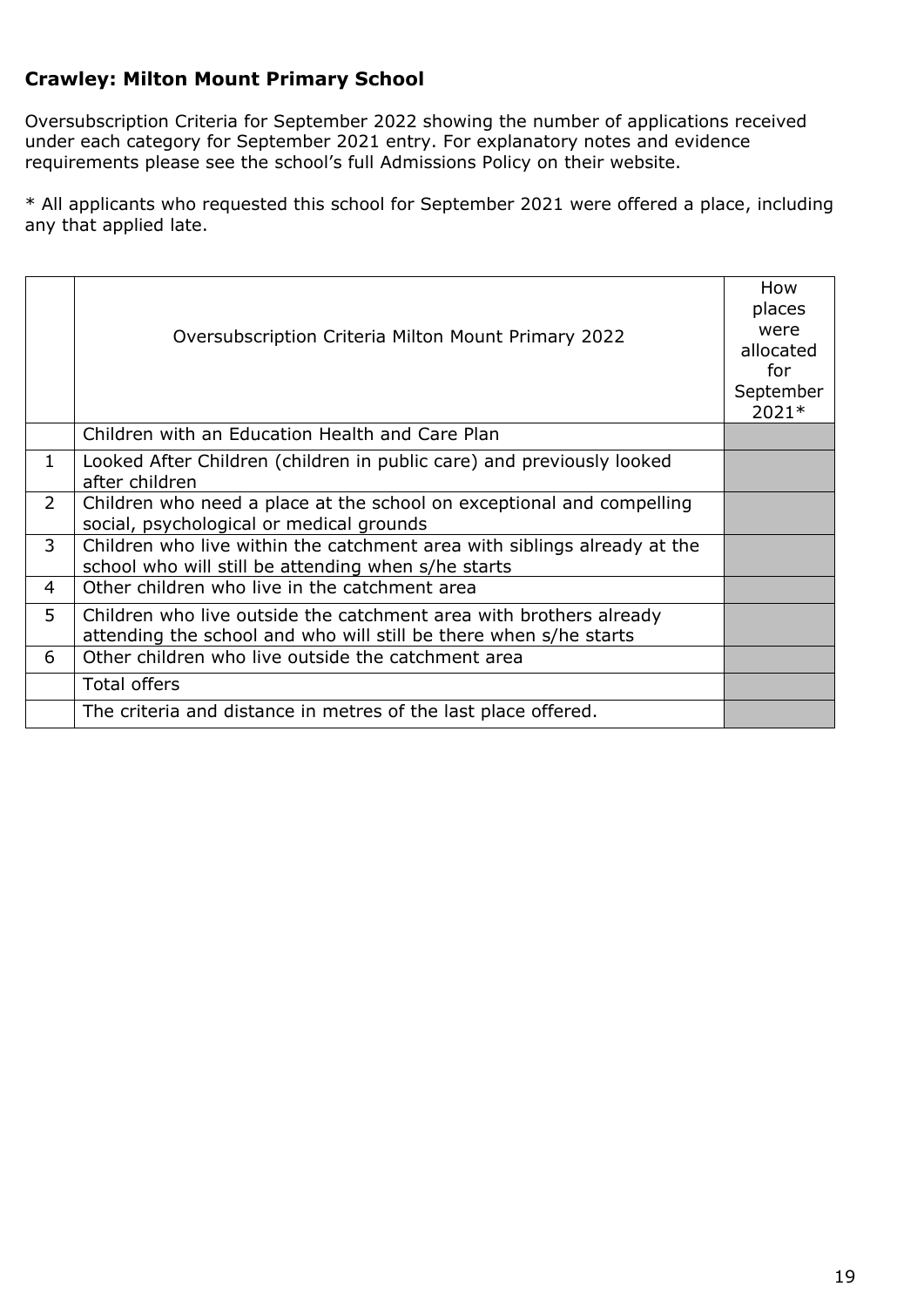### Crawley: Milton Mount Primary School

Oversubscription Criteria for September 2022 showing the number of applications received under each category for September 2021 entry. For explanatory notes and evidence requirements please see the school's full Admissions Policy on their website.

* All applicants who requested this school for September 2021 were offered a place, including any that applied late.

| | Oversubscription Criteria Milton Mount Primary 2022 | How places were allocated for September 2021* |
|---|---|---|
| | Children with an Education Health and Care Plan | |
| 1 | Looked After Children (children in public care) and previously looked after children | |
| 2 | Children who need a place at the school on exceptional and compelling social, psychological or medical grounds | |
| 3 | Children who live within the catchment area with siblings already at the school who will still be attending when s/he starts | |
| 4 | Other children who live in the catchment area | |
| 5 | Children who live outside the catchment area with brothers already attending the school and who will still be there when s/he starts | |
| 6 | Other children who live outside the catchment area | |
| | Total offers | |
| | The criteria and distance in metres of the last place offered. | |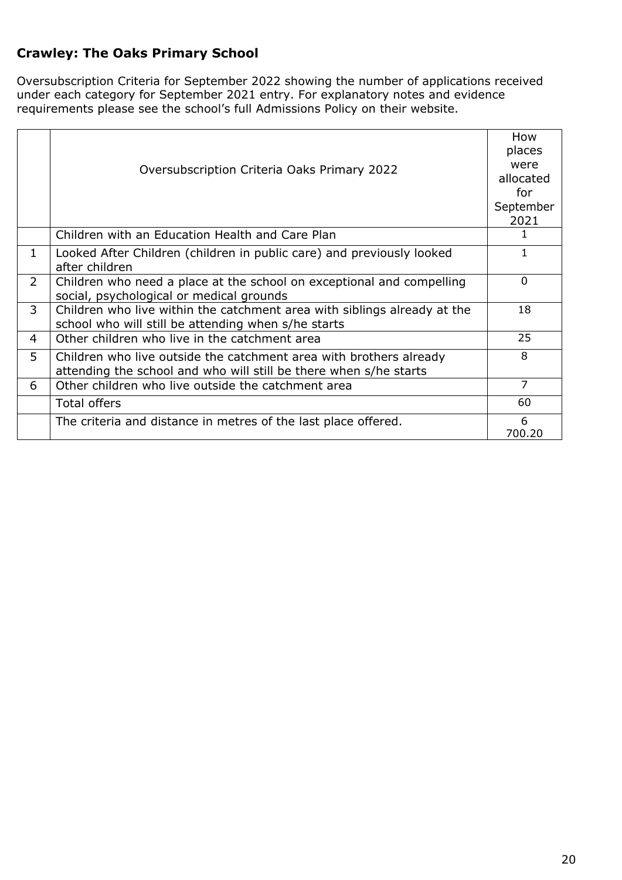## Crawley: The Oaks Primary School

Oversubscription Criteria for September 2022 showing the number of applications received under each category for September 2021 entry. For explanatory notes and evidence requirements please see the school's full Admissions Policy on their website.

| | Oversubscription Criteria Oaks Primary 2022 | How places were allocated for September 2021 |
|---|---|---|
| | Children with an Education Health and Care Plan | 1 |
| 1 | Looked After Children (children in public care) and previously looked after children | 1 |
| 2 | Children who need a place at the school on exceptional and compelling social, psychological or medical grounds | 0 |
| 3 | Children who live within the catchment area with siblings already at the school who will still be attending when s/he starts | 18 |
| 4 | Other children who live in the catchment area | 25 |
| 5 | Children who live outside the catchment area with brothers already attending the school and who will still be there when s/he starts | 8 |
| 6 | Other children who live outside the catchment area | 7 |
| | Total offers | 60 |
| | The criteria and distance in metres of the last place offered. | 6<br>700.20 |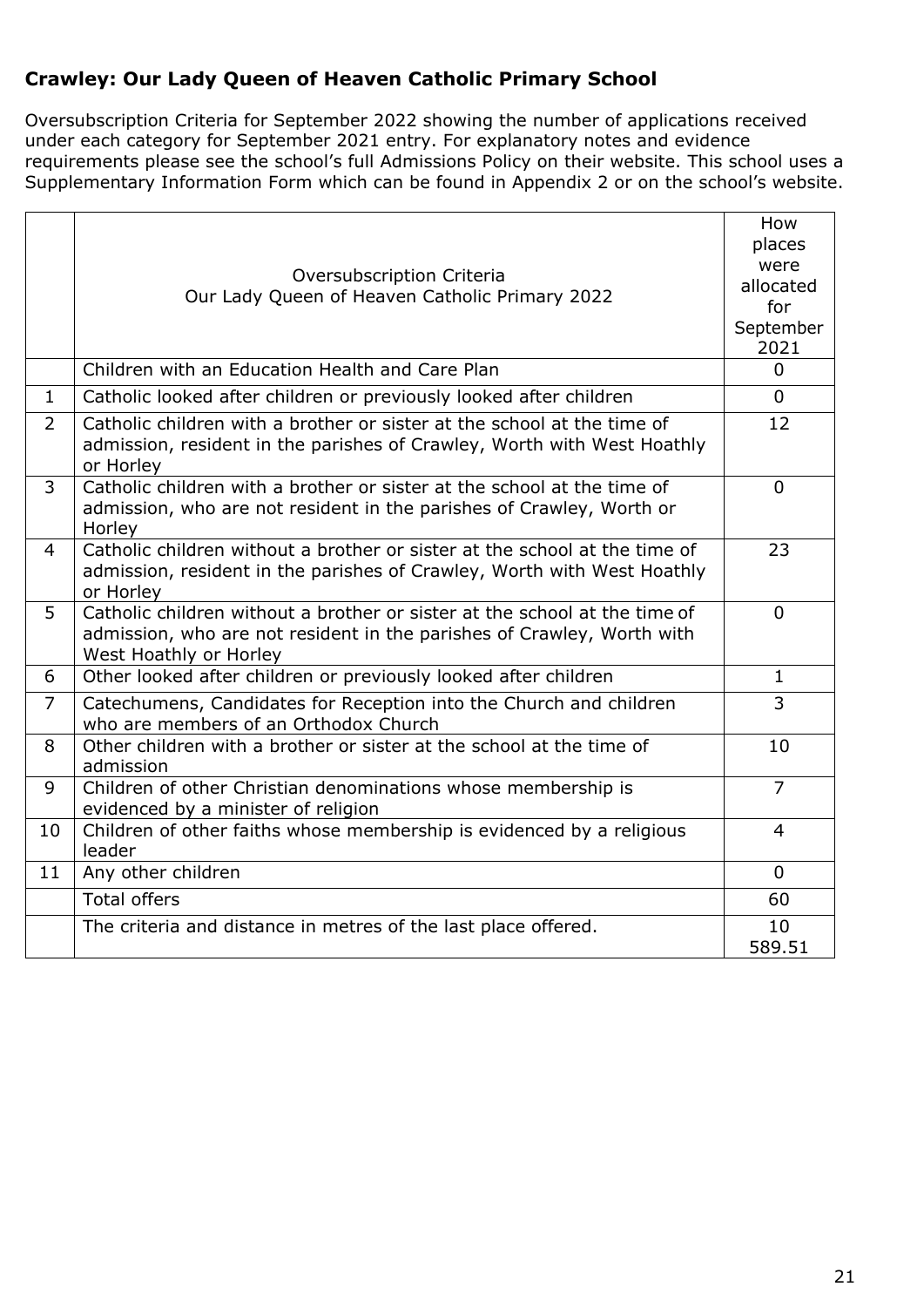### Crawley: Our Lady Queen of Heaven Catholic Primary School

Oversubscription Criteria for September 2022 showing the number of applications received under each category for September 2021 entry. For explanatory notes and evidence requirements please see the school's full Admissions Policy on their website. This school uses a Supplementary Information Form which can be found in Appendix 2 or on the school's website.

| | Oversubscription Criteria<br>Our Lady Queen of Heaven Catholic Primary 2022 | How places were allocated for September 2021 |
|---|---|---|
| | Children with an Education Health and Care Plan | 0 |
| 1 | Catholic looked after children or previously looked after children | 0 |
| 2 | Catholic children with a brother or sister at the school at the time of admission, resident in the parishes of Crawley, Worth with West Hoathly or Horley | 12 |
| 3 | Catholic children with a brother or sister at the school at the time of admission, who are not resident in the parishes of Crawley, Worth or Horley | 0 |
| 4 | Catholic children without a brother or sister at the school at the time of admission, resident in the parishes of Crawley, Worth with West Hoathly or Horley | 23 |
| 5 | Catholic children without a brother or sister at the school at the time of admission, who are not resident in the parishes of Crawley, Worth with West Hoathly or Horley | 0 |
| 6 | Other looked after children or previously looked after children | 1 |
| 7 | Catechumens, Candidates for Reception into the Church and children who are members of an Orthodox Church | 3 |
| 8 | Other children with a brother or sister at the school at the time of admission | 10 |
| 9 | Children of other Christian denominations whose membership is evidenced by a minister of religion | 7 |
| 10 | Children of other faiths whose membership is evidenced by a religious leader | 4 |
| 11 | Any other children | 0 |
| | Total offers | 60 |
| | The criteria and distance in metres of the last place offered. | 10<br>589.51 |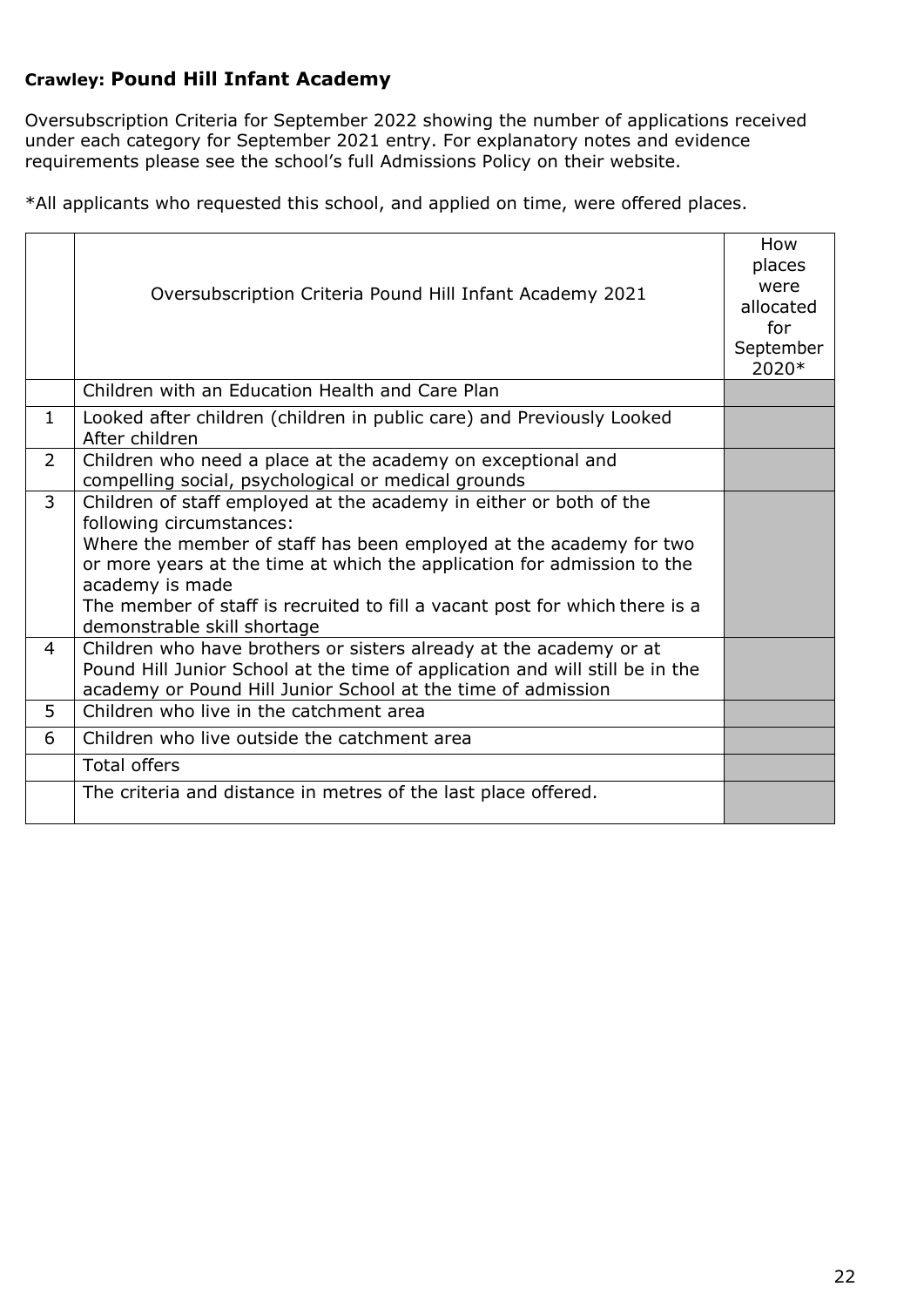## Crawley: Pound Hill Infant Academy

Oversubscription Criteria for September 2022 showing the number of applications received under each category for September 2021 entry. For explanatory notes and evidence requirements please see the school's full Admissions Policy on their website.

*All applicants who requested this school, and applied on time, were offered places.

| | Oversubscription Criteria Pound Hill Infant Academy 2021 | How places were allocated for September 2020* |
|---|---|---|
| | Children with an Education Health and Care Plan | |
| 1 | Looked after children (children in public care) and Previously Looked After children | |
| 2 | Children who need a place at the academy on exceptional and compelling social, psychological or medical grounds | |
| 3 | Children of staff employed at the academy in either or both of the following circumstances: Where the member of staff has been employed at the academy for two or more years at the time at which the application for admission to the academy is made The member of staff is recruited to fill a vacant post for which there is a demonstrable skill shortage | |
| 4 | Children who have brothers or sisters already at the academy or at Pound Hill Junior School at the time of application and will still be in the academy or Pound Hill Junior School at the time of admission | |
| 5 | Children who live in the catchment area | |
| 6 | Children who live outside the catchment area | |
| | Total offers | |
| | The criteria and distance in metres of the last place offered. | |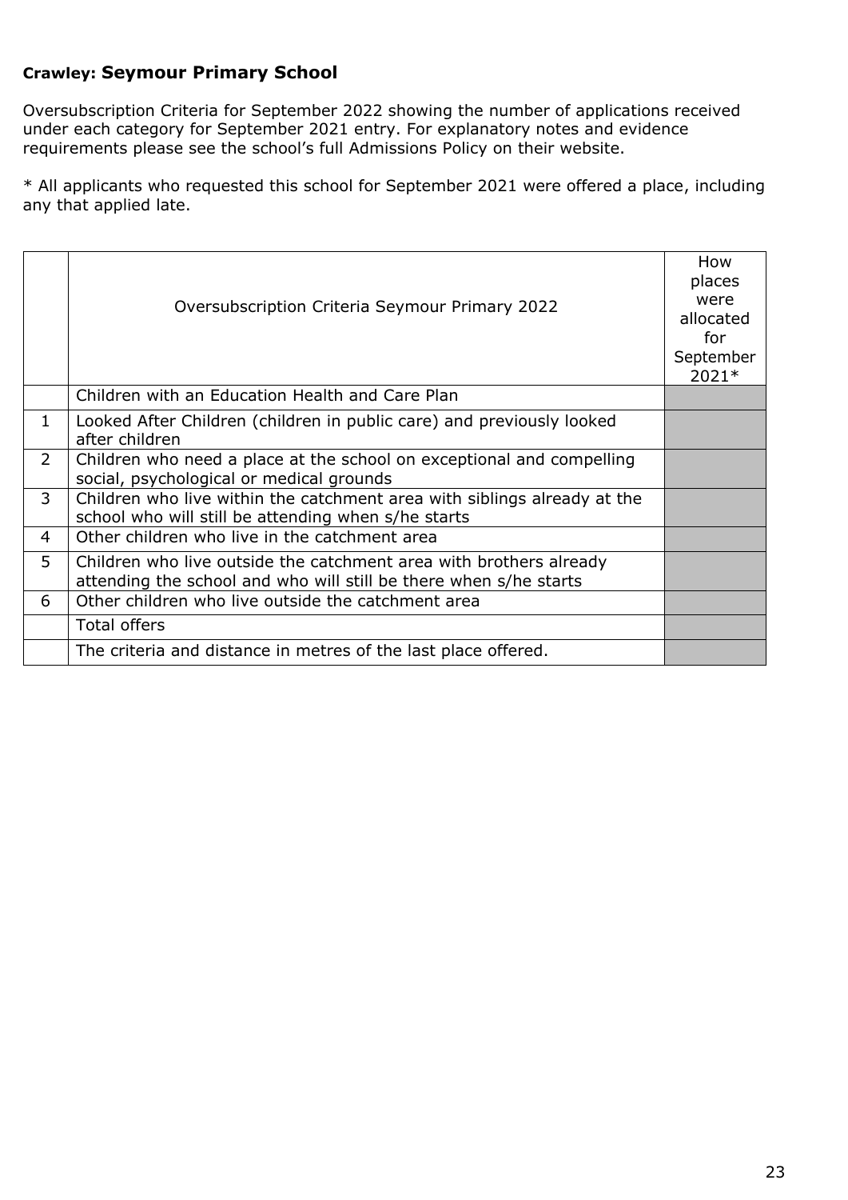### Crawley: Seymour Primary School

Oversubscription Criteria for September 2022 showing the number of applications received under each category for September 2021 entry. For explanatory notes and evidence requirements please see the school's full Admissions Policy on their website.

* All applicants who requested this school for September 2021 were offered a place, including any that applied late.

| | Oversubscription Criteria Seymour Primary 2022 | How places were allocated for September 2021* |
|---|---|---|
| | Children with an Education Health and Care Plan | |
| 1 | Looked After Children (children in public care) and previously looked after children | |
| 2 | Children who need a place at the school on exceptional and compelling social, psychological or medical grounds | |
| 3 | Children who live within the catchment area with siblings already at the school who will still be attending when s/he starts | |
| 4 | Other children who live in the catchment area | |
| 5 | Children who live outside the catchment area with brothers already attending the school and who will still be there when s/he starts | |
| 6 | Other children who live outside the catchment area | |
| | Total offers | |
| | The criteria and distance in metres of the last place offered. | |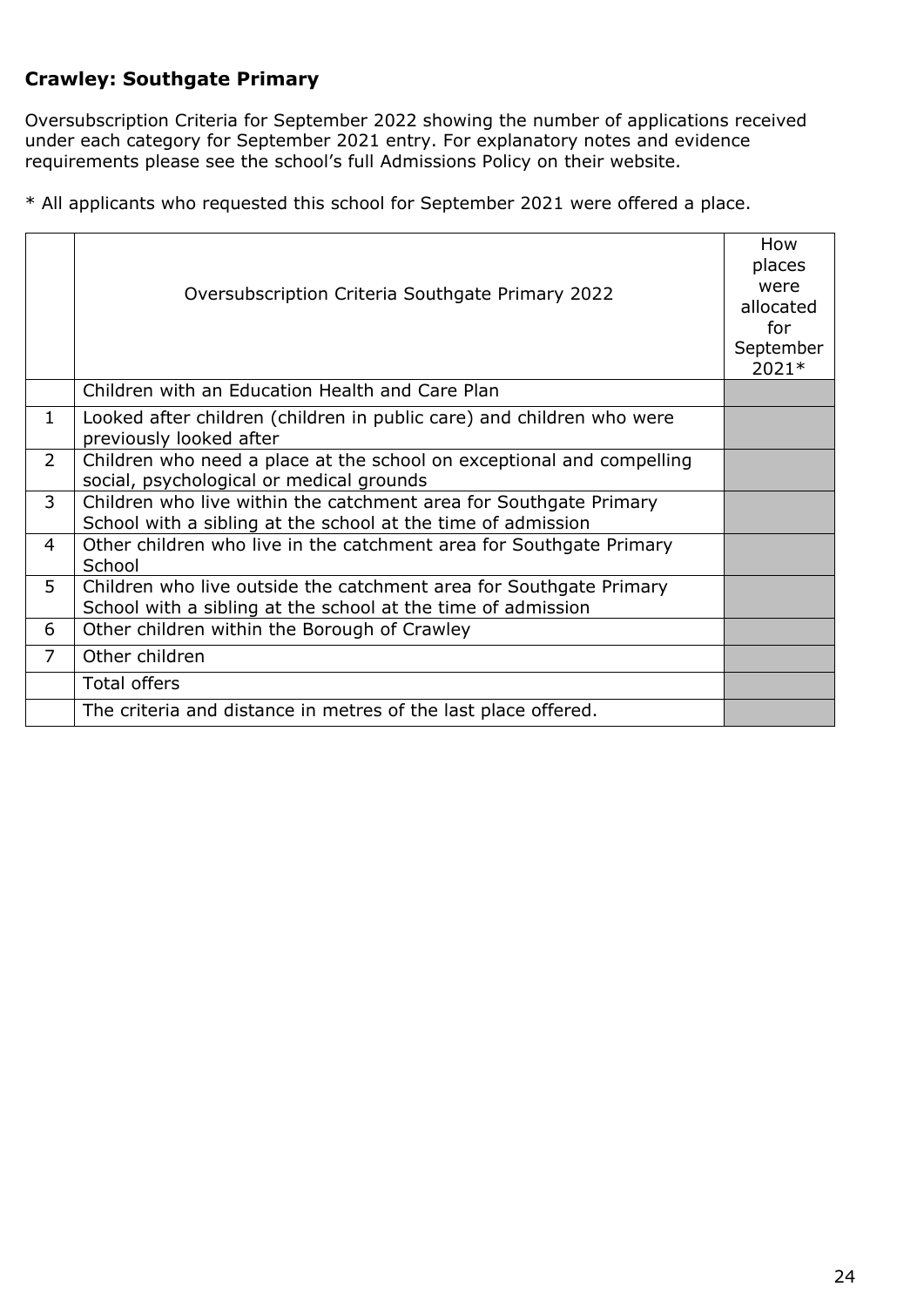## Crawley: Southgate Primary

Oversubscription Criteria for September 2022 showing the number of applications received under each category for September 2021 entry. For explanatory notes and evidence requirements please see the school's full Admissions Policy on their website.

* All applicants who requested this school for September 2021 were offered a place.

| | Oversubscription Criteria Southgate Primary 2022 | How places were allocated for September 2021* |
|---|---|---|
| | Children with an Education Health and Care Plan | |
| 1 | Looked after children (children in public care) and children who were previously looked after | |
| 2 | Children who need a place at the school on exceptional and compelling social, psychological or medical grounds | |
| 3 | Children who live within the catchment area for Southgate Primary School with a sibling at the school at the time of admission | |
| 4 | Other children who live in the catchment area for Southgate Primary School | |
| 5 | Children who live outside the catchment area for Southgate Primary School with a sibling at the school at the time of admission | |
| 6 | Other children within the Borough of Crawley | |
| 7 | Other children | |
| | Total offers | |
| | The criteria and distance in metres of the last place offered. | |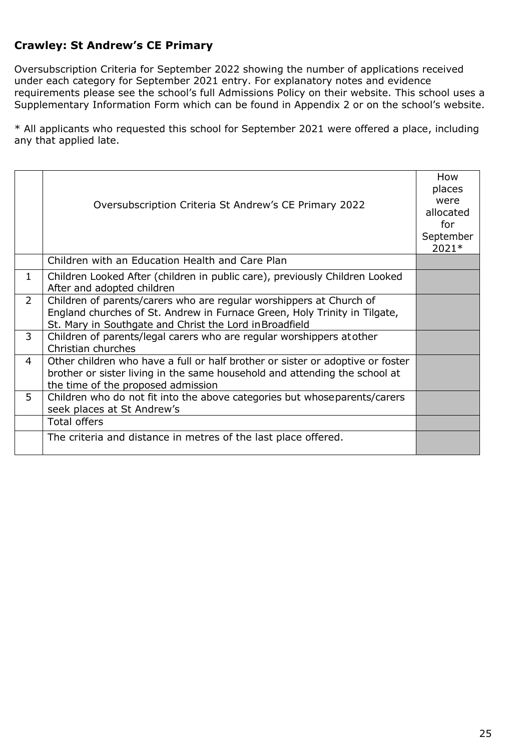## Crawley: St Andrew's CE Primary

Oversubscription Criteria for September 2022 showing the number of applications received under each category for September 2021 entry. For explanatory notes and evidence requirements please see the school's full Admissions Policy on their website. This school uses a Supplementary Information Form which can be found in Appendix 2 or on the school's website.

* All applicants who requested this school for September 2021 were offered a place, including any that applied late.

| | Oversubscription Criteria St Andrew's CE Primary 2022 | How places were allocated for September 2021* |
|---|---|---|
| | Children with an Education Health and Care Plan | |
| 1 | Children Looked After (children in public care), previously Children Looked After and adopted children | |
| 2 | Children of parents/carers who are regular worshippers at Church of England churches of St. Andrew in Furnace Green, Holy Trinity in Tilgate, St. Mary in Southgate and Christ the Lord in Broadfield | |
| 3 | Children of parents/legal carers who are regular worshippers at other Christian churches | |
| 4 | Other children who have a full or half brother or sister or adoptive or foster brother or sister living in the same household and attending the school at the time of the proposed admission | |
| 5 | Children who do not fit into the above categories but whose parents/carers seek places at St Andrew's | |
| | Total offers | |
| | The criteria and distance in metres of the last place offered. | |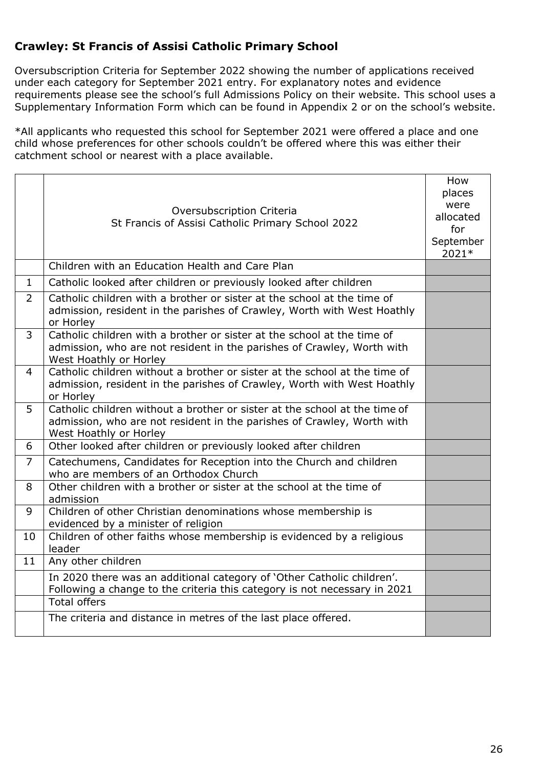### Crawley: St Francis of Assisi Catholic Primary School

Oversubscription Criteria for September 2022 showing the number of applications received under each category for September 2021 entry. For explanatory notes and evidence requirements please see the school's full Admissions Policy on their website. This school uses a Supplementary Information Form which can be found in Appendix 2 or on the school's website.

*All applicants who requested this school for September 2021 were offered a place and one child whose preferences for other schools couldn't be offered where this was either their catchment school or nearest with a place available.

| | Oversubscription Criteria St Francis of Assisi Catholic Primary School 2022 | How places were allocated for September 2021* |
|---|---|---|
| | Children with an Education Health and Care Plan | |
| 1 | Catholic looked after children or previously looked after children | |
| 2 | Catholic children with a brother or sister at the school at the time of admission, resident in the parishes of Crawley, Worth with West Hoathly or Horley | |
| 3 | Catholic children with a brother or sister at the school at the time of admission, who are not resident in the parishes of Crawley, Worth with West Hoathly or Horley | |
| 4 | Catholic children without a brother or sister at the school at the time of admission, resident in the parishes of Crawley, Worth with West Hoathly or Horley | |
| 5 | Catholic children without a brother or sister at the school at the time of admission, who are not resident in the parishes of Crawley, Worth with West Hoathly or Horley | |
| 6 | Other looked after children or previously looked after children | |
| 7 | Catechumens, Candidates for Reception into the Church and children who are members of an Orthodox Church | |
| 8 | Other children with a brother or sister at the school at the time of admission | |
| 9 | Children of other Christian denominations whose membership is evidenced by a minister of religion | |
| 10 | Children of other faiths whose membership is evidenced by a religious leader | |
| 11 | Any other children | |
| | In 2020 there was an additional category of 'Other Catholic children'. Following a change to the criteria this category is not necessary in 2021 | |
| | Total offers | |
| | The criteria and distance in metres of the last place offered. | |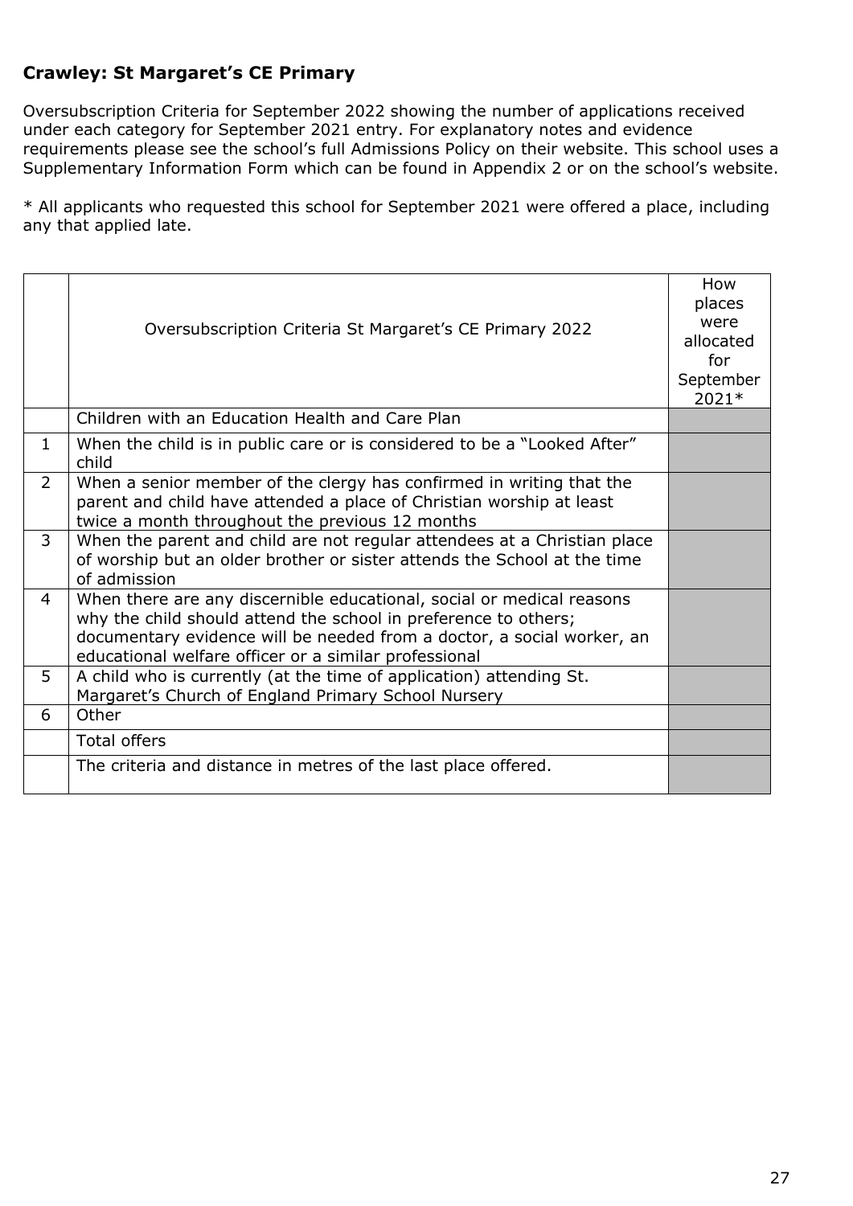## Crawley: St Margaret's CE Primary

Oversubscription Criteria for September 2022 showing the number of applications received under each category for September 2021 entry. For explanatory notes and evidence requirements please see the school's full Admissions Policy on their website. This school uses a Supplementary Information Form which can be found in Appendix 2 or on the school's website.

* All applicants who requested this school for September 2021 were offered a place, including any that applied late.

| | Oversubscription Criteria St Margaret's CE Primary 2022 | How places were allocated for September 2021* |
|---|---|---|
| | Children with an Education Health and Care Plan | |
| 1 | When the child is in public care or is considered to be a "Looked After" child | |
| 2 | When a senior member of the clergy has confirmed in writing that the parent and child have attended a place of Christian worship at least twice a month throughout the previous 12 months | |
| 3 | When the parent and child are not regular attendees at a Christian place of worship but an older brother or sister attends the School at the time of admission | |
| 4 | When there are any discernible educational, social or medical reasons why the child should attend the school in preference to others; documentary evidence will be needed from a doctor, a social worker, an educational welfare officer or a similar professional | |
| 5 | A child who is currently (at the time of application) attending St. Margaret's Church of England Primary School Nursery | |
| 6 | Other | |
| | Total offers | |
| | The criteria and distance in metres of the last place offered. | |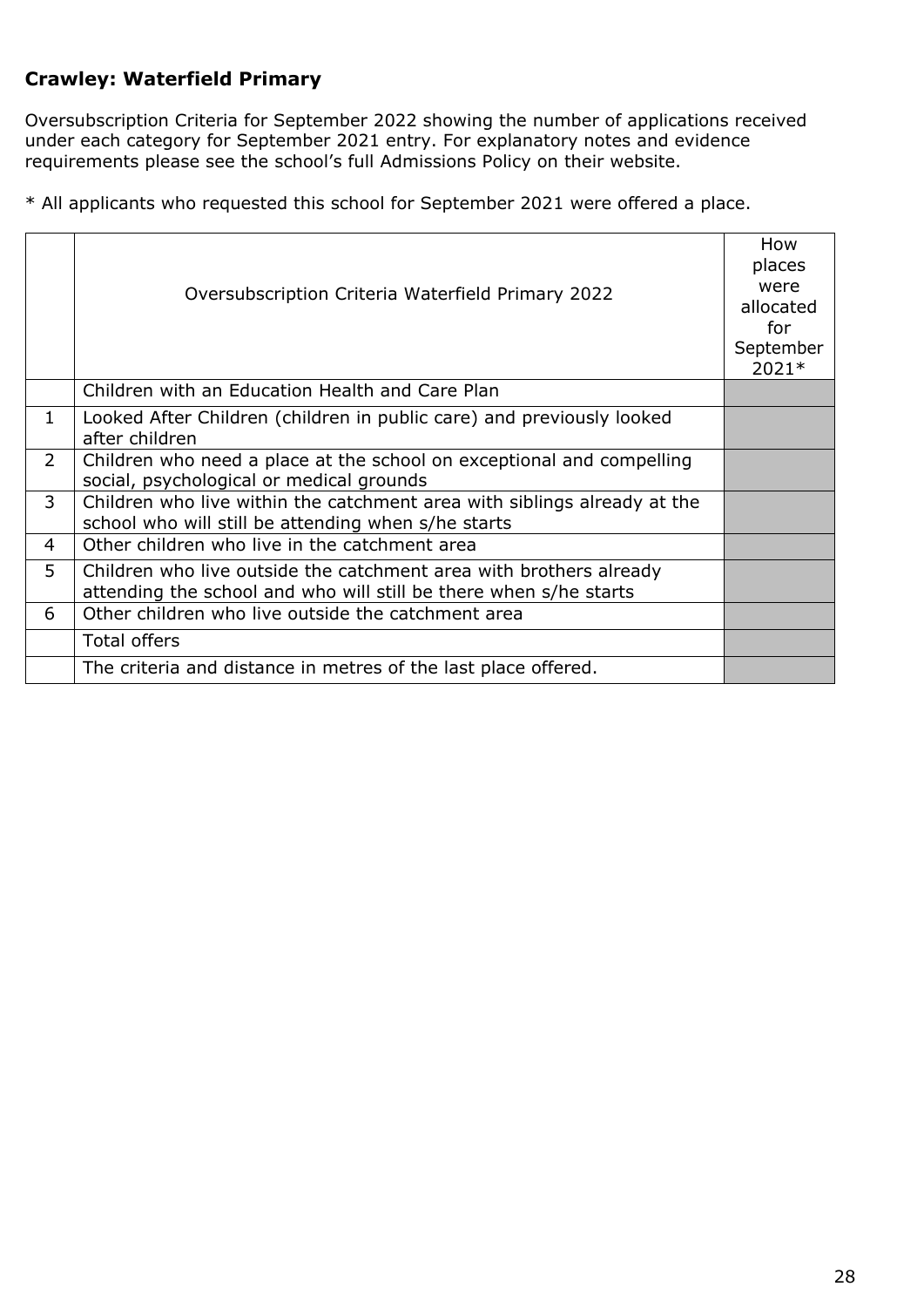### Crawley: Waterfield Primary

Oversubscription Criteria for September 2022 showing the number of applications received under each category for September 2021 entry. For explanatory notes and evidence requirements please see the school's full Admissions Policy on their website.

* All applicants who requested this school for September 2021 were offered a place.

| | Oversubscription Criteria Waterfield Primary 2022 | How places were allocated for September 2021* |
|---|---|---|
| | Children with an Education Health and Care Plan | |
| 1 | Looked After Children (children in public care) and previously looked after children | |
| 2 | Children who need a place at the school on exceptional and compelling social, psychological or medical grounds | |
| 3 | Children who live within the catchment area with siblings already at the school who will still be attending when s/he starts | |
| 4 | Other children who live in the catchment area | |
| 5 | Children who live outside the catchment area with brothers already attending the school and who will still be there when s/he starts | |
| 6 | Other children who live outside the catchment area | |
| | Total offers | |
| | The criteria and distance in metres of the last place offered. | |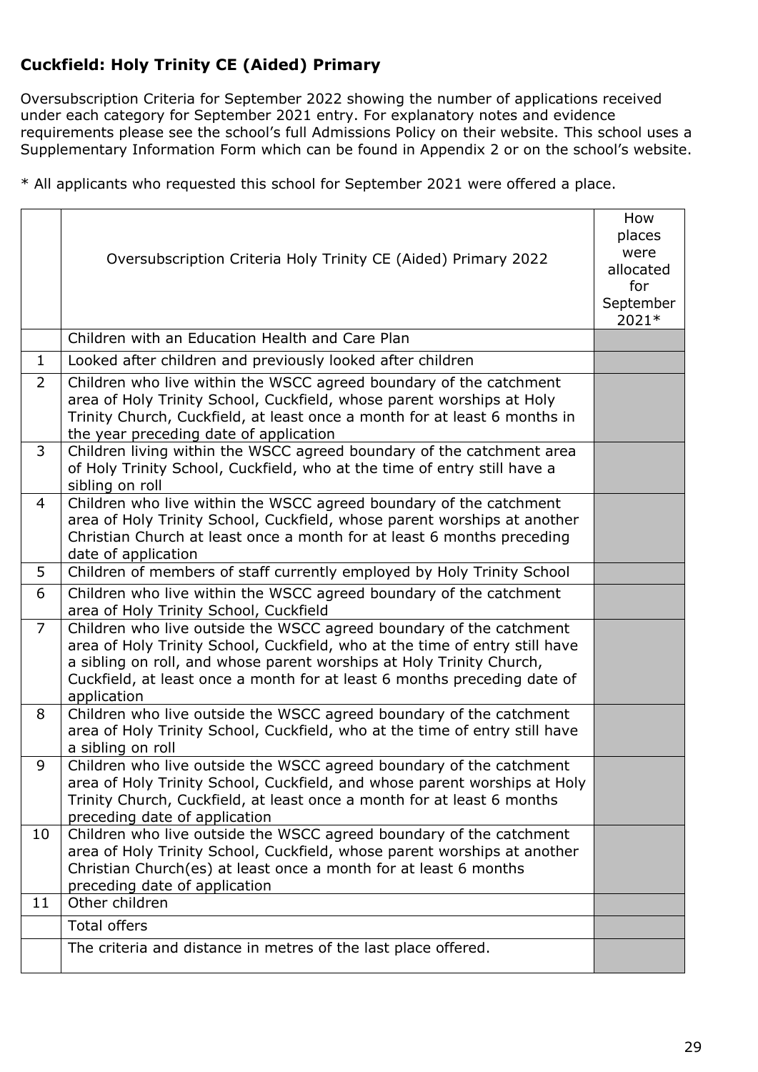**Cuckfield: Holy Trinity CE (Aided) Primary**

Oversubscription Criteria for September 2022 showing the number of applications received under each category for September 2021 entry. For explanatory notes and evidence requirements please see the school's full Admissions Policy on their website. This school uses a Supplementary Information Form which can be found in Appendix 2 or on the school's website.

* All applicants who requested this school for September 2021 were offered a place.

| | Oversubscription Criteria Holy Trinity CE (Aided) Primary 2022 | How places were allocated for September 2021* |
|---|---|---|
| | Children with an Education Health and Care Plan | |
| 1 | Looked after children and previously looked after children | |
| 2 | Children who live within the WSCC agreed boundary of the catchment area of Holy Trinity School, Cuckfield, whose parent worships at Holy Trinity Church, Cuckfield, at least once a month for at least 6 months in the year preceding date of application | |
| 3 | Children living within the WSCC agreed boundary of the catchment area of Holy Trinity School, Cuckfield, who at the time of entry still have a sibling on roll | |
| 4 | Children who live within the WSCC agreed boundary of the catchment area of Holy Trinity School, Cuckfield, whose parent worships at another Christian Church at least once a month for at least 6 months preceding date of application | |
| 5 | Children of members of staff currently employed by Holy Trinity School | |
| 6 | Children who live within the WSCC agreed boundary of the catchment area of Holy Trinity School, Cuckfield | |
| 7 | Children who live outside the WSCC agreed boundary of the catchment area of Holy Trinity School, Cuckfield, who at the time of entry still have a sibling on roll, and whose parent worships at Holy Trinity Church, Cuckfield, at least once a month for at least 6 months preceding date of application | |
| 8 | Children who live outside the WSCC agreed boundary of the catchment area of Holy Trinity School, Cuckfield, who at the time of entry still have a sibling on roll | |
| 9 | Children who live outside the WSCC agreed boundary of the catchment area of Holy Trinity School, Cuckfield, and whose parent worships at Holy Trinity Church, Cuckfield, at least once a month for at least 6 months preceding date of application | |
| 10 | Children who live outside the WSCC agreed boundary of the catchment area of Holy Trinity School, Cuckfield, whose parent worships at another Christian Church(es) at least once a month for at least 6 months preceding date of application | |
| 11 | Other children | |
| | Total offers | |
| | The criteria and distance in metres of the last place offered. | |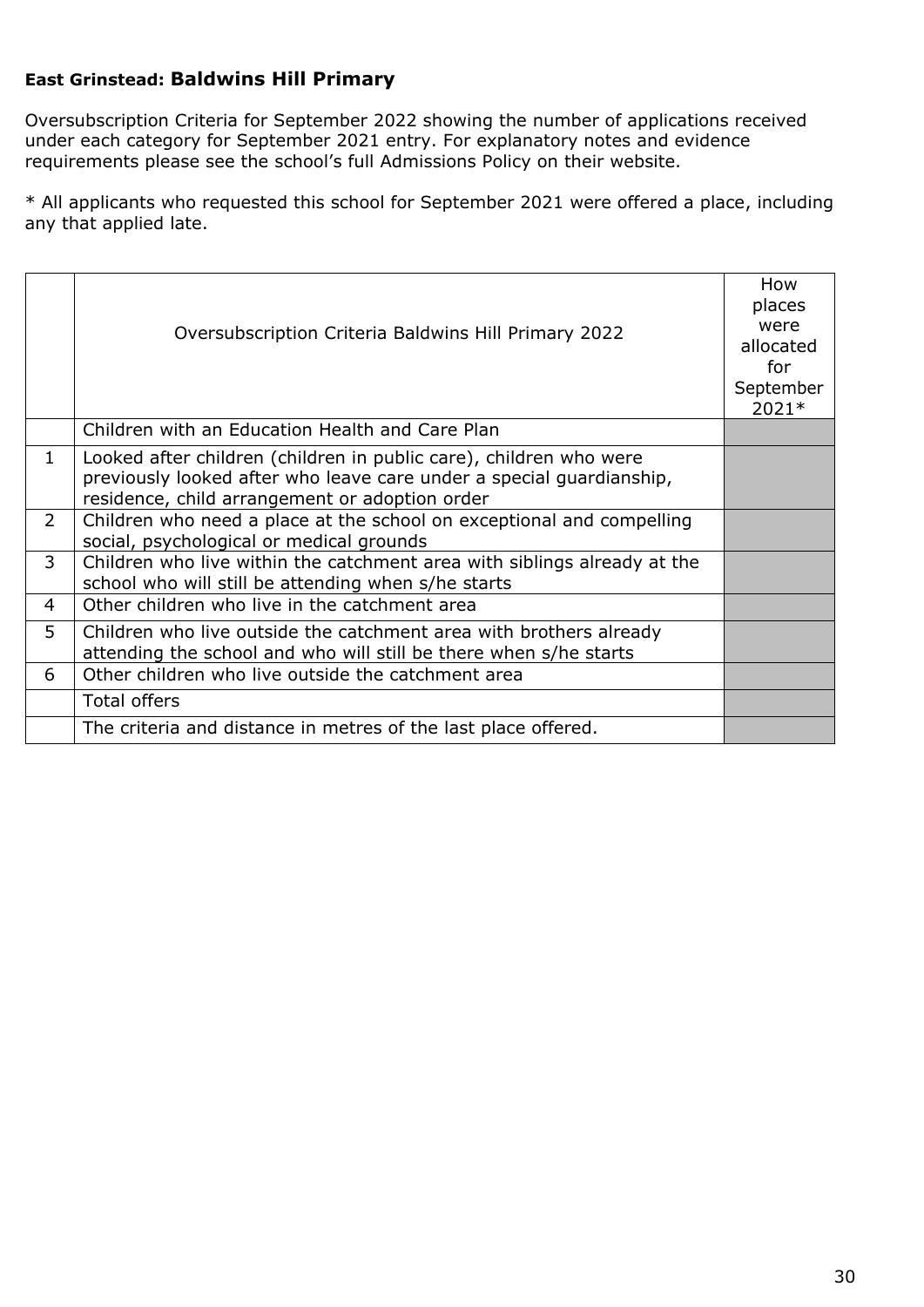**East Grinstead: Baldwins Hill Primary**

Oversubscription Criteria for September 2022 showing the number of applications received under each category for September 2021 entry. For explanatory notes and evidence requirements please see the school's full Admissions Policy on their website.

* All applicants who requested this school for September 2021 were offered a place, including any that applied late.

| | Oversubscription Criteria Baldwins Hill Primary 2022 | How places were allocated for September 2021* |
|---|---|---|
| | Children with an Education Health and Care Plan | |
| 1 | Looked after children (children in public care), children who were previously looked after who leave care under a special guardianship, residence, child arrangement or adoption order | |
| 2 | Children who need a place at the school on exceptional and compelling social, psychological or medical grounds | |
| 3 | Children who live within the catchment area with siblings already at the school who will still be attending when s/he starts | |
| 4 | Other children who live in the catchment area | |
| 5 | Children who live outside the catchment area with brothers already attending the school and who will still be there when s/he starts | |
| 6 | Other children who live outside the catchment area | |
| | Total offers | |
| | The criteria and distance in metres of the last place offered. | |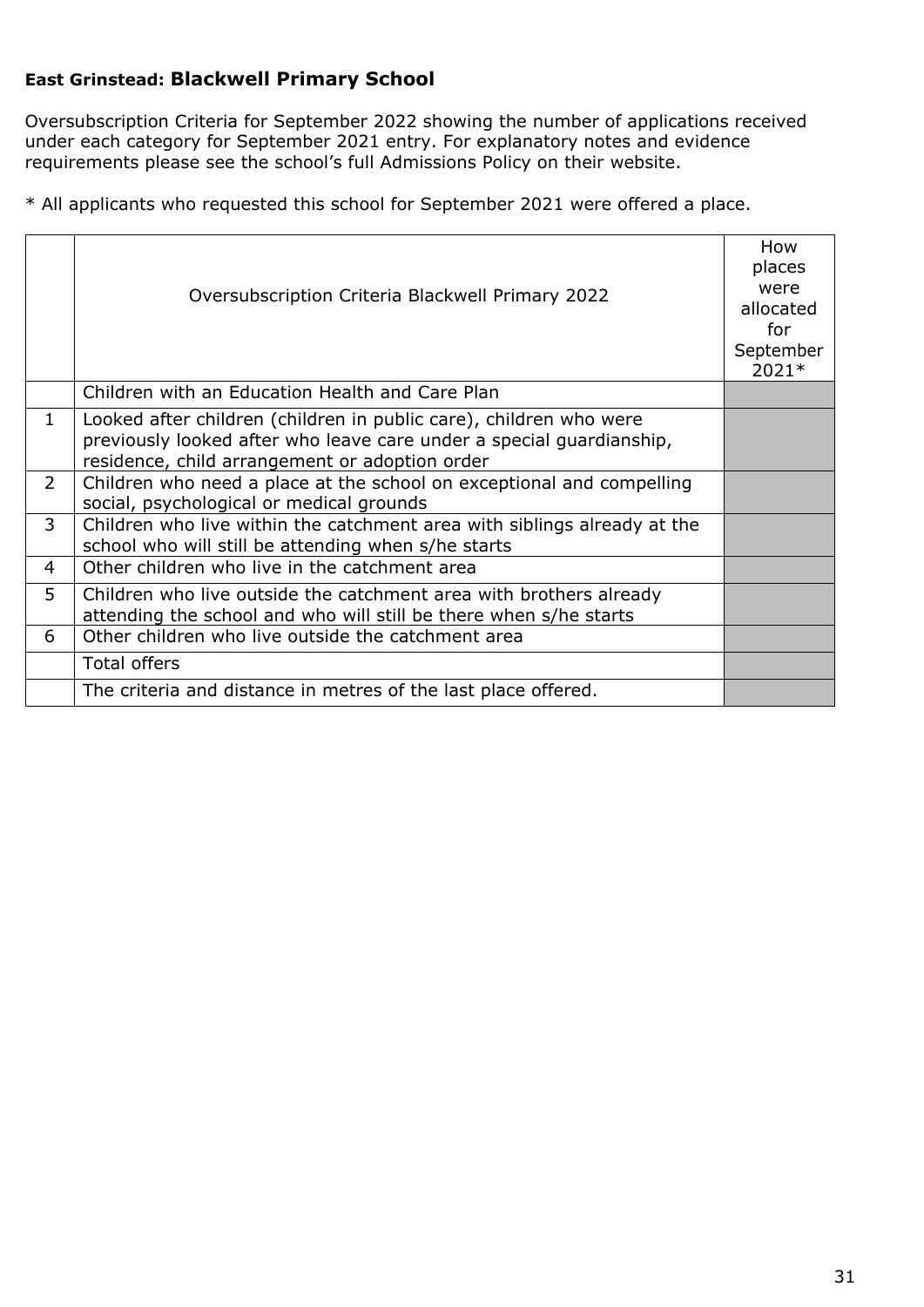## **East Grinstead: Blackwell Primary School**

Oversubscription Criteria for September 2022 showing the number of applications received under each category for September 2021 entry. For explanatory notes and evidence requirements please see the school's full Admissions Policy on their website.

* All applicants who requested this school for September 2021 were offered a place.

| | Oversubscription Criteria Blackwell Primary 2022 | How places were allocated for September 2021* |
|---|---|---|
| | Children with an Education Health and Care Plan | |
| 1 | Looked after children (children in public care), children who were previously looked after who leave care under a special guardianship, residence, child arrangement or adoption order | |
| 2 | Children who need a place at the school on exceptional and compelling social, psychological or medical grounds | |
| 3 | Children who live within the catchment area with siblings already at the school who will still be attending when s/he starts | |
| 4 | Other children who live in the catchment area | |
| 5 | Children who live outside the catchment area with brothers already attending the school and who will still be there when s/he starts | |
| 6 | Other children who live outside the catchment area | |
| | Total offers | |
| | The criteria and distance in metres of the last place offered. | |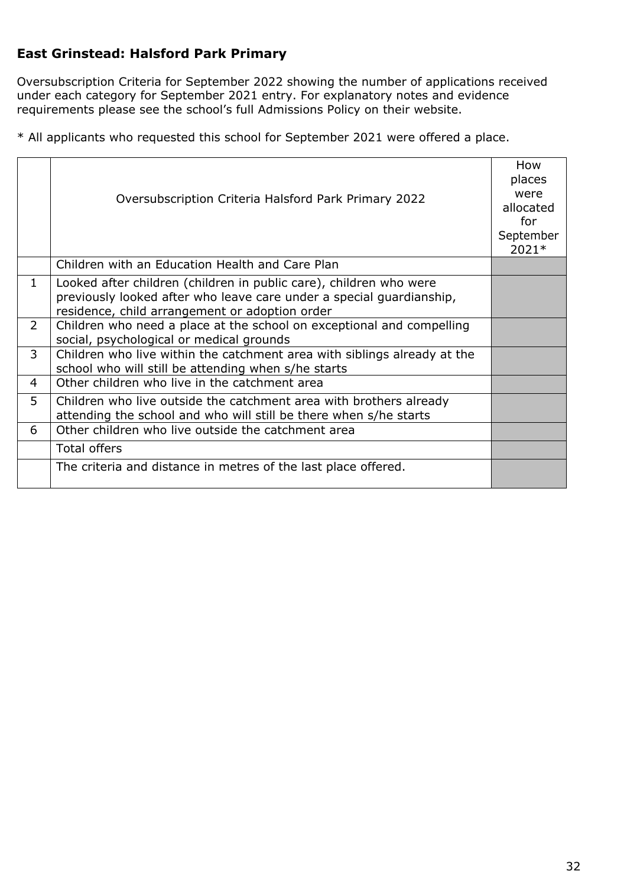### East Grinstead: Halsford Park Primary

Oversubscription Criteria for September 2022 showing the number of applications received under each category for September 2021 entry. For explanatory notes and evidence requirements please see the school's full Admissions Policy on their website.

* All applicants who requested this school for September 2021 were offered a place.

| | Oversubscription Criteria Halsford Park Primary 2022 | How places were allocated for September 2021* |
|---|---|---|
| | Children with an Education Health and Care Plan | |
| 1 | Looked after children (children in public care), children who were previously looked after who leave care under a special guardianship, residence, child arrangement or adoption order | |
| 2 | Children who need a place at the school on exceptional and compelling social, psychological or medical grounds | |
| 3 | Children who live within the catchment area with siblings already at the school who will still be attending when s/he starts | |
| 4 | Other children who live in the catchment area | |
| 5 | Children who live outside the catchment area with brothers already attending the school and who will still be there when s/he starts | |
| 6 | Other children who live outside the catchment area | |
| | Total offers | |
| | The criteria and distance in metres of the last place offered. | |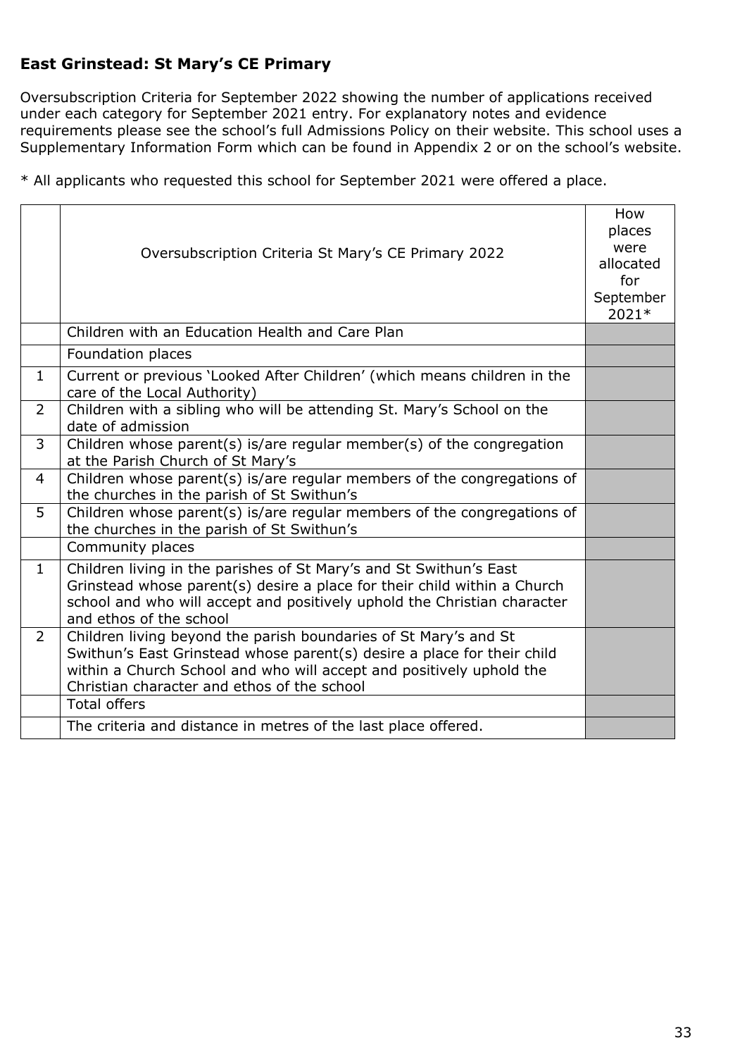## East Grinstead: St Mary's CE Primary

Oversubscription Criteria for September 2022 showing the number of applications received under each category for September 2021 entry. For explanatory notes and evidence requirements please see the school's full Admissions Policy on their website. This school uses a Supplementary Information Form which can be found in Appendix 2 or on the school's website.

* All applicants who requested this school for September 2021 were offered a place.

| | Oversubscription Criteria St Mary's CE Primary 2022 | How places were allocated for September 2021* |
|---|---|---|
| | Children with an Education Health and Care Plan | |
| | Foundation places | |
| 1 | Current or previous 'Looked After Children' (which means children in the care of the Local Authority) | |
| 2 | Children with a sibling who will be attending St. Mary's School on the date of admission | |
| 3 | Children whose parent(s) is/are regular member(s) of the congregation at the Parish Church of St Mary's | |
| 4 | Children whose parent(s) is/are regular members of the congregations of the churches in the parish of St Swithun's | |
| 5 | Children whose parent(s) is/are regular members of the congregations of the churches in the parish of St Swithun's | |
| | Community places | |
| 1 | Children living in the parishes of St Mary's and St Swithun's East Grinstead whose parent(s) desire a place for their child within a Church school and who will accept and positively uphold the Christian character and ethos of the school | |
| 2 | Children living beyond the parish boundaries of St Mary's and St Swithun's East Grinstead whose parent(s) desire a place for their child within a Church School and who will accept and positively uphold the Christian character and ethos of the school | |
| | Total offers | |
| | The criteria and distance in metres of the last place offered. | |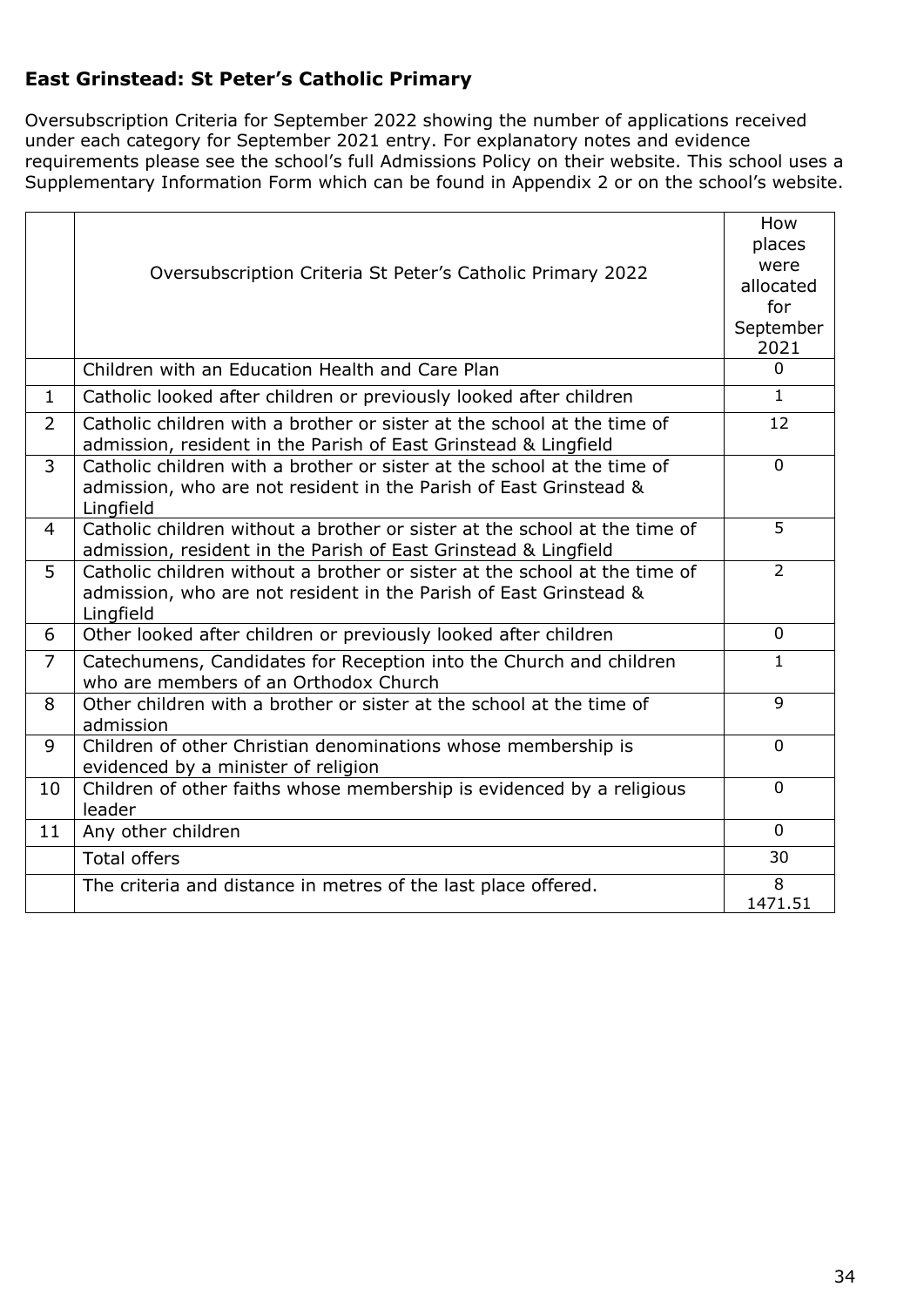### East Grinstead: St Peter's Catholic Primary

Oversubscription Criteria for September 2022 showing the number of applications received under each category for September 2021 entry. For explanatory notes and evidence requirements please see the school's full Admissions Policy on their website. This school uses a Supplementary Information Form which can be found in Appendix 2 or on the school's website.

| | Oversubscription Criteria St Peter's Catholic Primary 2022 | How places were allocated for September 2021 |
|---|---|---|
| | Children with an Education Health and Care Plan | 0 |
| 1 | Catholic looked after children or previously looked after children | 1 |
| 2 | Catholic children with a brother or sister at the school at the time of admission, resident in the Parish of East Grinstead & Lingfield | 12 |
| 3 | Catholic children with a brother or sister at the school at the time of admission, who are not resident in the Parish of East Grinstead & Lingfield | 0 |
| 4 | Catholic children without a brother or sister at the school at the time of admission, resident in the Parish of East Grinstead & Lingfield | 5 |
| 5 | Catholic children without a brother or sister at the school at the time of admission, who are not resident in the Parish of East Grinstead & Lingfield | 2 |
| 6 | Other looked after children or previously looked after children | 0 |
| 7 | Catechumens, Candidates for Reception into the Church and children who are members of an Orthodox Church | 1 |
| 8 | Other children with a brother or sister at the school at the time of admission | 9 |
| 9 | Children of other Christian denominations whose membership is evidenced by a minister of religion | 0 |
| 10 | Children of other faiths whose membership is evidenced by a religious leader | 0 |
| 11 | Any other children | 0 |
| | Total offers | 30 |
| | The criteria and distance in metres of the last place offered. | 8<br>1471.51 |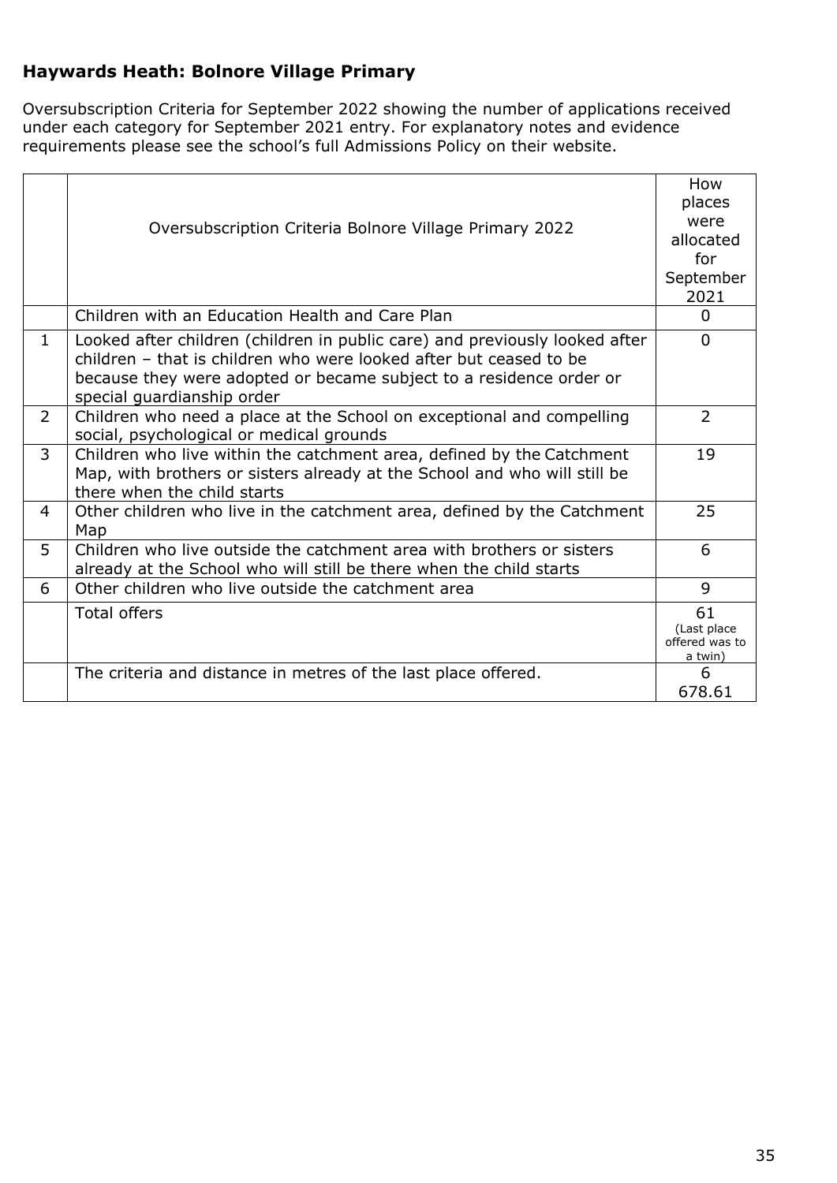## Haywards Heath: Bolnore Village Primary

Oversubscription Criteria for September 2022 showing the number of applications received under each category for September 2021 entry. For explanatory notes and evidence requirements please see the school's full Admissions Policy on their website.

| | Oversubscription Criteria Bolnore Village Primary 2022 | How places were allocated for September 2021 |
|---|---|---|
| | Children with an Education Health and Care Plan | 0 |
| 1 | Looked after children (children in public care) and previously looked after children – that is children who were looked after but ceased to be because they were adopted or became subject to a residence order or special guardianship order | 0 |
| 2 | Children who need a place at the School on exceptional and compelling social, psychological or medical grounds | 2 |
| 3 | Children who live within the catchment area, defined by the Catchment Map, with brothers or sisters already at the School and who will still be there when the child starts | 19 |
| 4 | Other children who live in the catchment area, defined by the Catchment Map | 25 |
| 5 | Children who live outside the catchment area with brothers or sisters already at the School who will still be there when the child starts | 6 |
| 6 | Other children who live outside the catchment area | 9 |
| | Total offers | 61 (Last place offered was to a twin) |
| | The criteria and distance in metres of the last place offered. | 6 678.61 |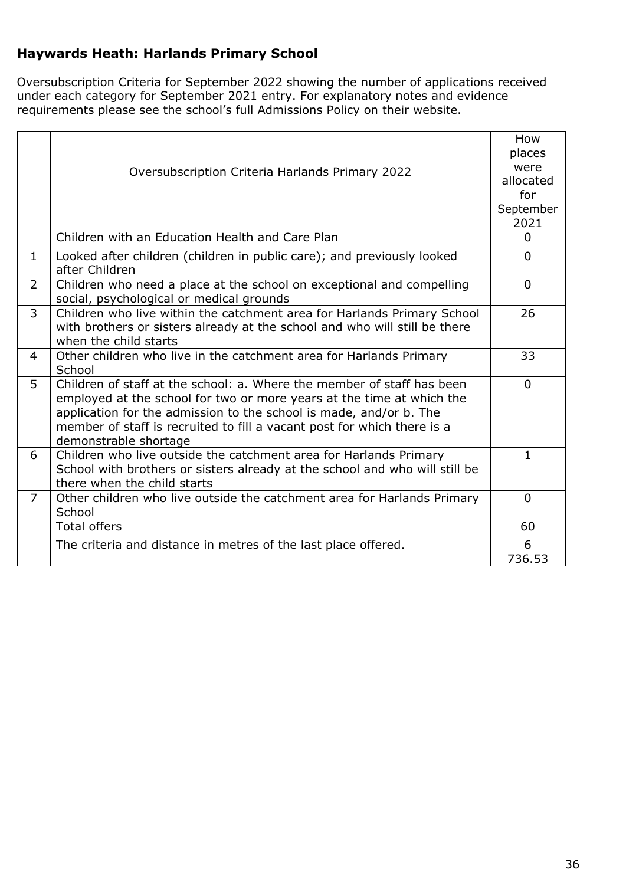**Haywards Heath: Harlands Primary School**

Oversubscription Criteria for September 2022 showing the number of applications received under each category for September 2021 entry. For explanatory notes and evidence requirements please see the school's full Admissions Policy on their website.

| | Oversubscription Criteria Harlands Primary 2022 | How places were allocated for September 2021 |
|---|---|---|
| | Children with an Education Health and Care Plan | 0 |
| 1 | Looked after children (children in public care); and previously looked after Children | 0 |
| 2 | Children who need a place at the school on exceptional and compelling social, psychological or medical grounds | 0 |
| 3 | Children who live within the catchment area for Harlands Primary School with brothers or sisters already at the school and who will still be there when the child starts | 26 |
| 4 | Other children who live in the catchment area for Harlands Primary School | 33 |
| 5 | Children of staff at the school: a. Where the member of staff has been employed at the school for two or more years at the time at which the application for the admission to the school is made, and/or b. The member of staff is recruited to fill a vacant post for which there is a demonstrable shortage | 0 |
| 6 | Children who live outside the catchment area for Harlands Primary School with brothers or sisters already at the school and who will still be there when the child starts | 1 |
| 7 | Other children who live outside the catchment area for Harlands Primary School | 0 |
| | Total offers | 60 |
| | The criteria and distance in metres of the last place offered. | 6<br>736.53 |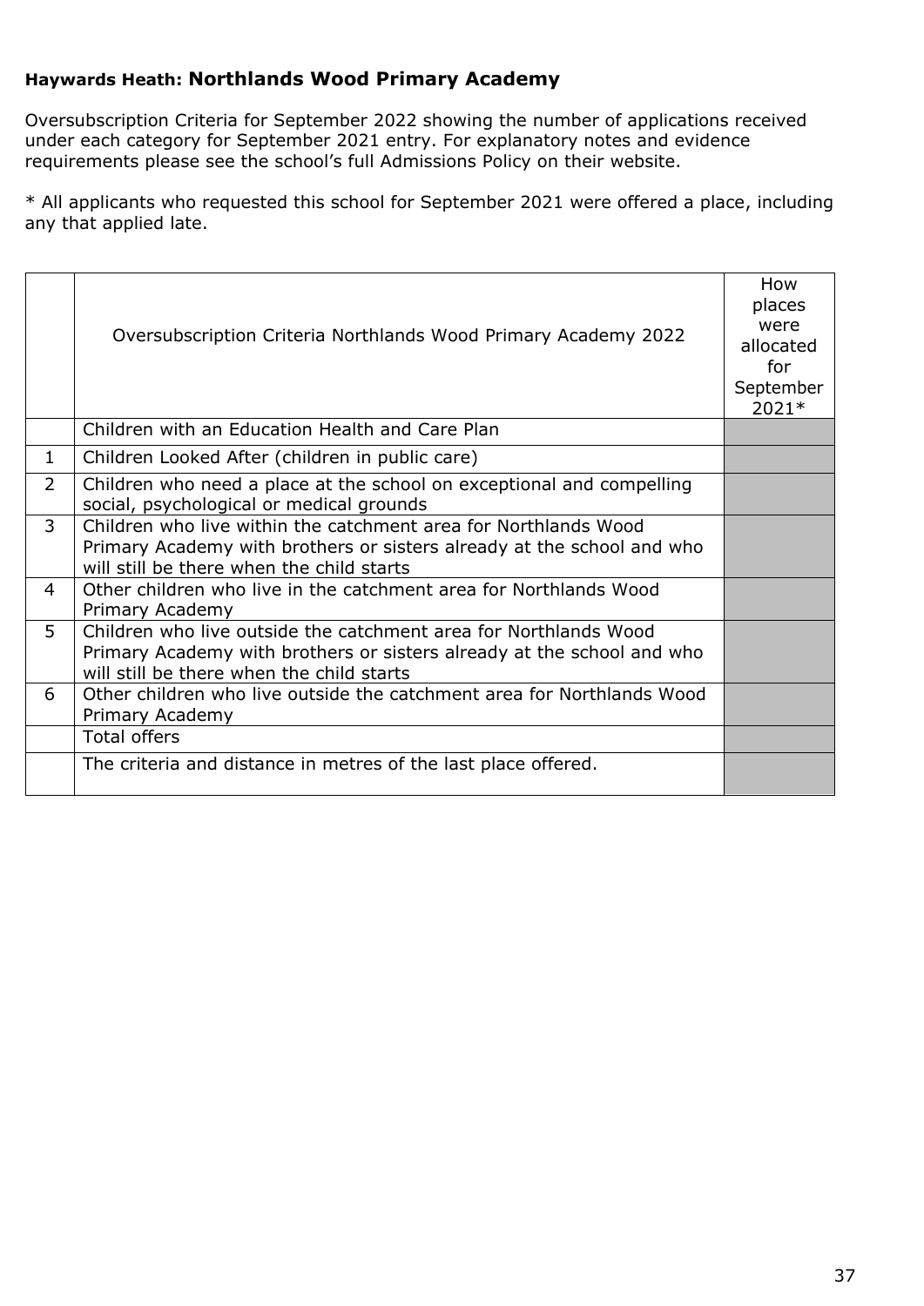### Haywards Heath: **Northlands Wood Primary Academy**

Oversubscription Criteria for September 2022 showing the number of applications received under each category for September 2021 entry. For explanatory notes and evidence requirements please see the school's full Admissions Policy on their website.

\* All applicants who requested this school for September 2021 were offered a place, including any that applied late.

| | Oversubscription Criteria Northlands Wood Primary Academy 2022 | How places were allocated for September 2021* |
|---|---|---|
| | Children with an Education Health and Care Plan | |
| 1 | Children Looked After (children in public care) | |
| 2 | Children who need a place at the school on exceptional and compelling social, psychological or medical grounds | |
| 3 | Children who live within the catchment area for Northlands Wood Primary Academy with brothers or sisters already at the school and who will still be there when the child starts | |
| 4 | Other children who live in the catchment area for Northlands Wood Primary Academy | |
| 5 | Children who live outside the catchment area for Northlands Wood Primary Academy with brothers or sisters already at the school and who will still be there when the child starts | |
| 6 | Other children who live outside the catchment area for Northlands Wood Primary Academy | |
| | Total offers | |
| | The criteria and distance in metres of the last place offered. | |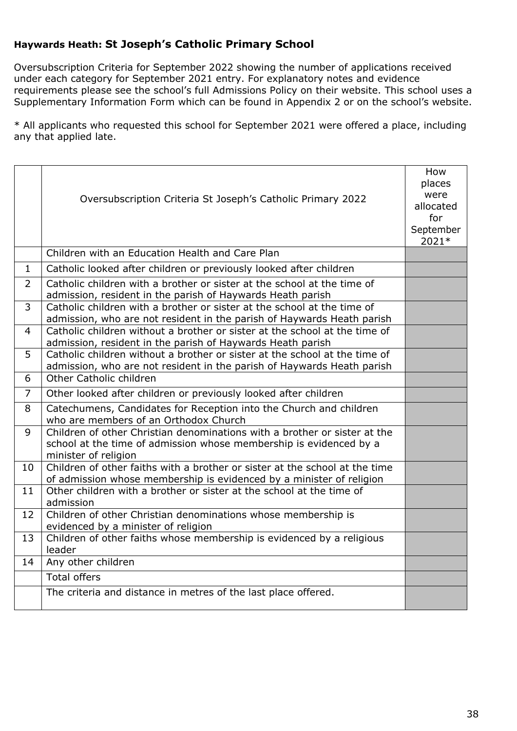### Haywards Heath: St Joseph's Catholic Primary School

Oversubscription Criteria for September 2022 showing the number of applications received under each category for September 2021 entry. For explanatory notes and evidence requirements please see the school's full Admissions Policy on their website. This school uses a Supplementary Information Form which can be found in Appendix 2 or on the school's website.

* All applicants who requested this school for September 2021 were offered a place, including any that applied late.

| | Oversubscription Criteria St Joseph's Catholic Primary 2022 | How places were allocated for September 2021* |
|---|---|---|
| | Children with an Education Health and Care Plan | |
| 1 | Catholic looked after children or previously looked after children | |
| 2 | Catholic children with a brother or sister at the school at the time of admission, resident in the parish of Haywards Heath parish | |
| 3 | Catholic children with a brother or sister at the school at the time of admission, who are not resident in the parish of Haywards Heath parish | |
| 4 | Catholic children without a brother or sister at the school at the time of admission, resident in the parish of Haywards Heath parish | |
| 5 | Catholic children without a brother or sister at the school at the time of admission, who are not resident in the parish of Haywards Heath parish | |
| 6 | Other Catholic children | |
| 7 | Other looked after children or previously looked after children | |
| 8 | Catechumens, Candidates for Reception into the Church and children who are members of an Orthodox Church | |
| 9 | Children of other Christian denominations with a brother or sister at the school at the time of admission whose membership is evidenced by a minister of religion | |
| 10 | Children of other faiths with a brother or sister at the school at the time of admission whose membership is evidenced by a minister of religion | |
| 11 | Other children with a brother or sister at the school at the time of admission | |
| 12 | Children of other Christian denominations whose membership is evidenced by a minister of religion | |
| 13 | Children of other faiths whose membership is evidenced by a religious leader | |
| 14 | Any other children | |
| | Total offers | |
| | The criteria and distance in metres of the last place offered. | |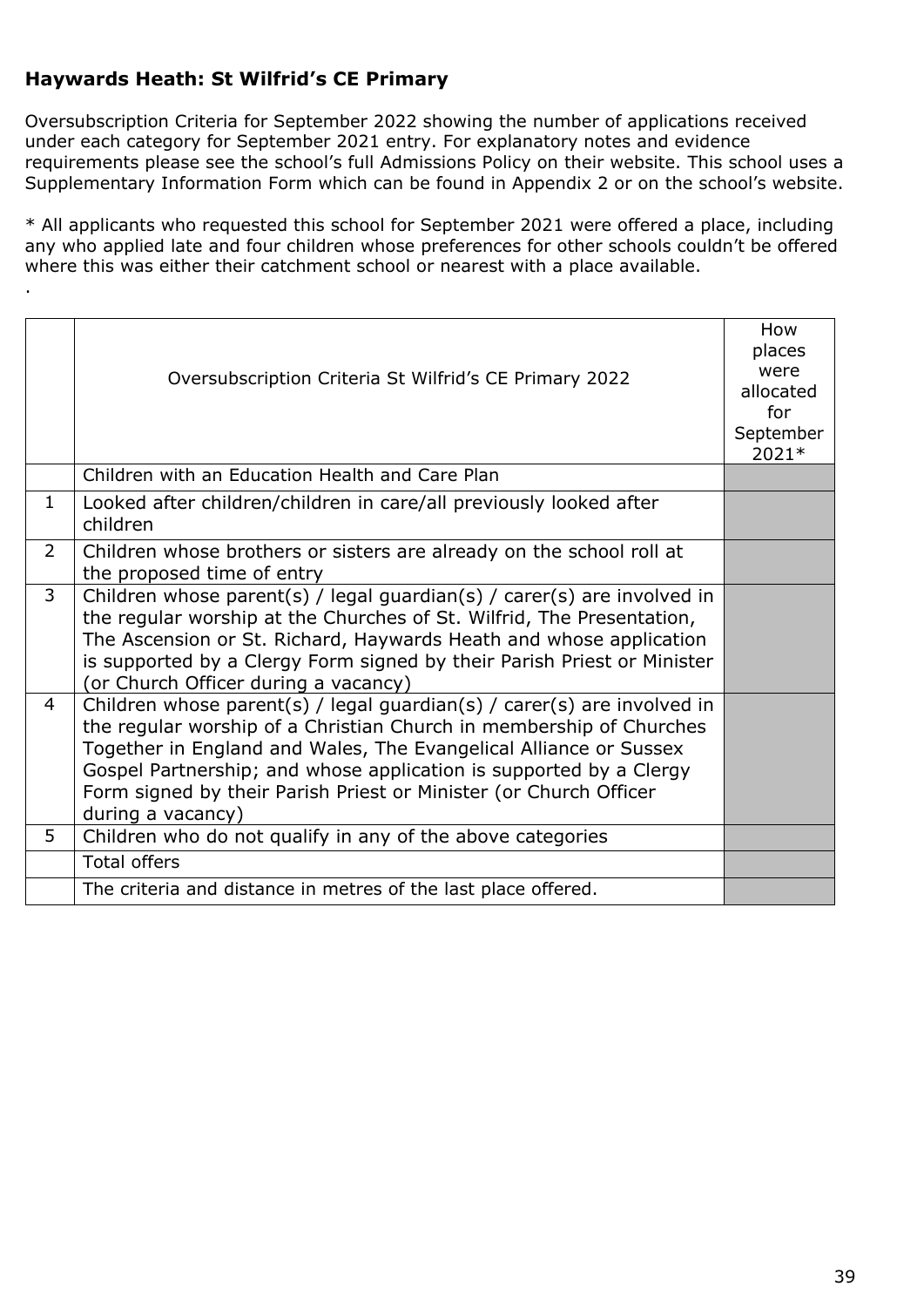### Haywards Heath: St Wilfrid's CE Primary

Oversubscription Criteria for September 2022 showing the number of applications received under each category for September 2021 entry. For explanatory notes and evidence requirements please see the school's full Admissions Policy on their website. This school uses a Supplementary Information Form which can be found in Appendix 2 or on the school's website.

* All applicants who requested this school for September 2021 were offered a place, including any who applied late and four children whose preferences for other schools couldn't be offered where this was either their catchment school or nearest with a place available.

.

| | Oversubscription Criteria St Wilfrid's CE Primary 2022 | How places were allocated for September 2021* |
|---|---|---|
| | Children with an Education Health and Care Plan | |
| 1 | Looked after children/children in care/all previously looked after children | |
| 2 | Children whose brothers or sisters are already on the school roll at the proposed time of entry | |
| 3 | Children whose parent(s) / legal guardian(s) / carer(s) are involved in the regular worship at the Churches of St. Wilfrid, The Presentation, The Ascension or St. Richard, Haywards Heath and whose application is supported by a Clergy Form signed by their Parish Priest or Minister (or Church Officer during a vacancy) | |
| 4 | Children whose parent(s) / legal guardian(s) / carer(s) are involved in the regular worship of a Christian Church in membership of Churches Together in England and Wales, The Evangelical Alliance or Sussex Gospel Partnership; and whose application is supported by a Clergy Form signed by their Parish Priest or Minister (or Church Officer during a vacancy) | |
| 5 | Children who do not qualify in any of the above categories | |
| | Total offers | |
| | The criteria and distance in metres of the last place offered. | |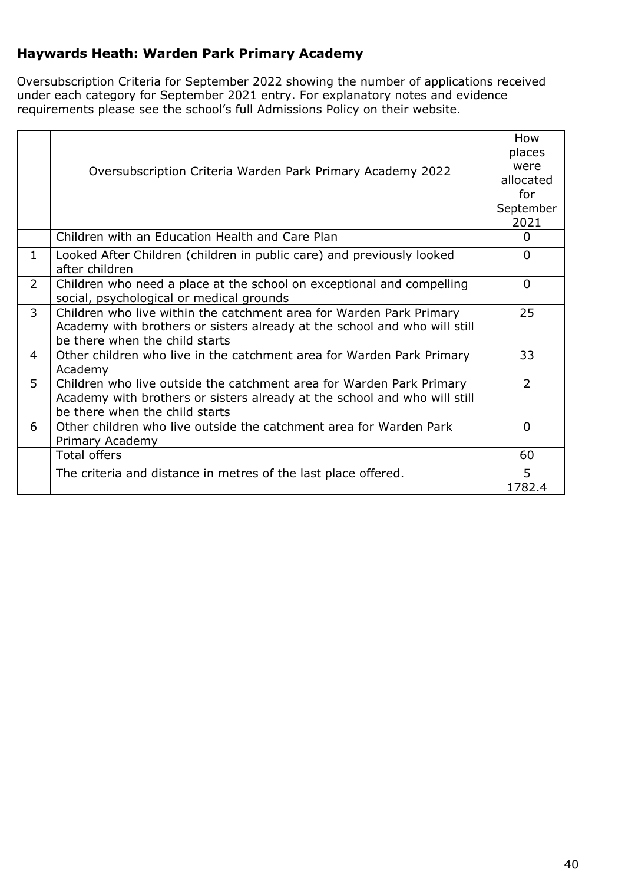## Haywards Heath: Warden Park Primary Academy

Oversubscription Criteria for September 2022 showing the number of applications received under each category for September 2021 entry. For explanatory notes and evidence requirements please see the school's full Admissions Policy on their website.

| | Oversubscription Criteria Warden Park Primary Academy 2022 | How places were allocated for September 2021 |
|---|---|---|
| | Children with an Education Health and Care Plan | 0 |
| 1 | Looked After Children (children in public care) and previously looked after children | 0 |
| 2 | Children who need a place at the school on exceptional and compelling social, psychological or medical grounds | 0 |
| 3 | Children who live within the catchment area for Warden Park Primary Academy with brothers or sisters already at the school and who will still be there when the child starts | 25 |
| 4 | Other children who live in the catchment area for Warden Park Primary Academy | 33 |
| 5 | Children who live outside the catchment area for Warden Park Primary Academy with brothers or sisters already at the school and who will still be there when the child starts | 2 |
| 6 | Other children who live outside the catchment area for Warden Park Primary Academy | 0 |
| | Total offers | 60 |
| | The criteria and distance in metres of the last place offered. | 5<br>1782.4 |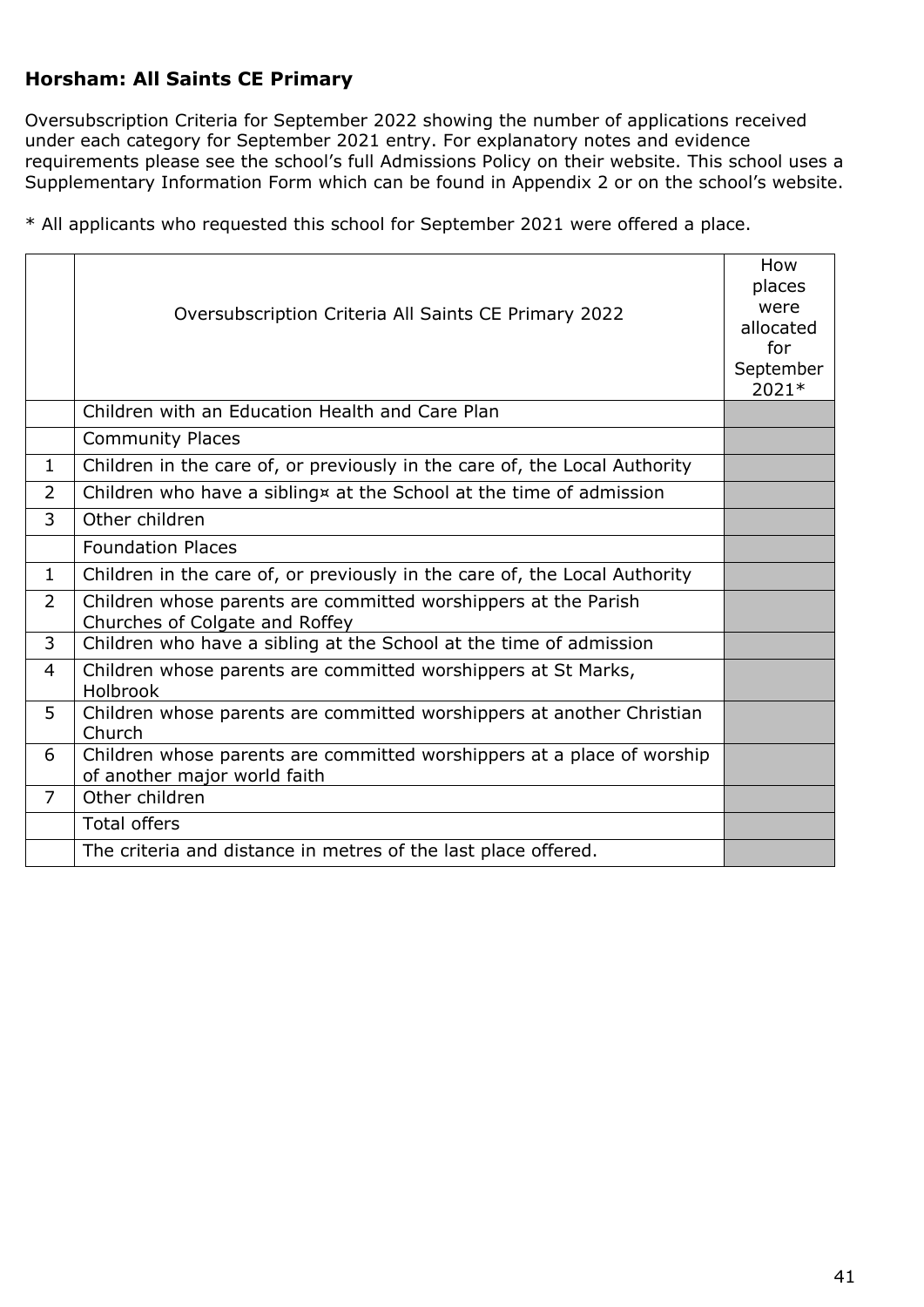## Horsham: All Saints CE Primary

Oversubscription Criteria for September 2022 showing the number of applications received under each category for September 2021 entry. For explanatory notes and evidence requirements please see the school's full Admissions Policy on their website. This school uses a Supplementary Information Form which can be found in Appendix 2 or on the school's website.

* All applicants who requested this school for September 2021 were offered a place.

| | Oversubscription Criteria All Saints CE Primary 2022 | How places were allocated for September 2021* |
|---|---|---|
| | Children with an Education Health and Care Plan | |
| | Community Places | |
| 1 | Children in the care of, or previously in the care of, the Local Authority | |
| 2 | Children who have a sibling¤ at the School at the time of admission | |
| 3 | Other children | |
| | Foundation Places | |
| 1 | Children in the care of, or previously in the care of, the Local Authority | |
| 2 | Children whose parents are committed worshippers at the Parish Churches of Colgate and Roffey | |
| 3 | Children who have a sibling at the School at the time of admission | |
| 4 | Children whose parents are committed worshippers at St Marks, Holbrook | |
| 5 | Children whose parents are committed worshippers at another Christian Church | |
| 6 | Children whose parents are committed worshippers at a place of worship of another major world faith | |
| 7 | Other children | |
| | Total offers | |
| | The criteria and distance in metres of the last place offered. | |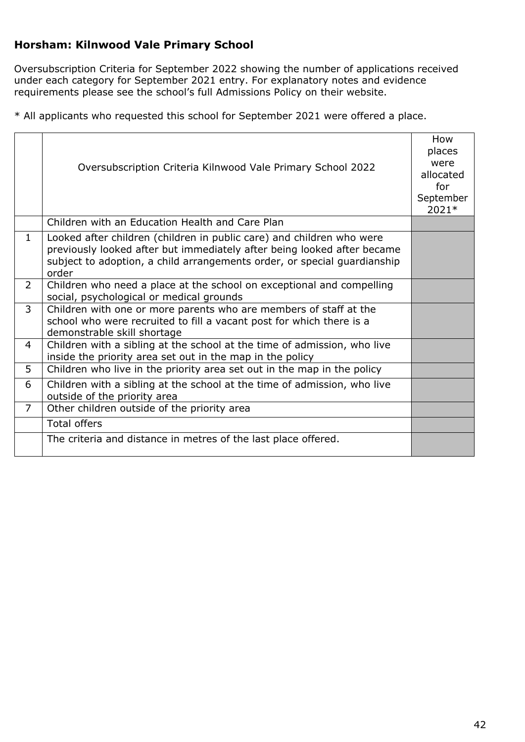### Horsham: Kilnwood Vale Primary School

Oversubscription Criteria for September 2022 showing the number of applications received under each category for September 2021 entry. For explanatory notes and evidence requirements please see the school's full Admissions Policy on their website.

* All applicants who requested this school for September 2021 were offered a place.

| | Oversubscription Criteria Kilnwood Vale Primary School 2022 | How places were allocated for September 2021* |
|---|---|---|
| | Children with an Education Health and Care Plan | |
| 1 | Looked after children (children in public care) and children who were previously looked after but immediately after being looked after became subject to adoption, a child arrangements order, or special guardianship order | |
| 2 | Children who need a place at the school on exceptional and compelling social, psychological or medical grounds | |
| 3 | Children with one or more parents who are members of staff at the school who were recruited to fill a vacant post for which there is a demonstrable skill shortage | |
| 4 | Children with a sibling at the school at the time of admission, who live inside the priority area set out in the map in the policy | |
| 5 | Children who live in the priority area set out in the map in the policy | |
| 6 | Children with a sibling at the school at the time of admission, who live outside of the priority area | |
| 7 | Other children outside of the priority area | |
| | Total offers | |
| | The criteria and distance in metres of the last place offered. | |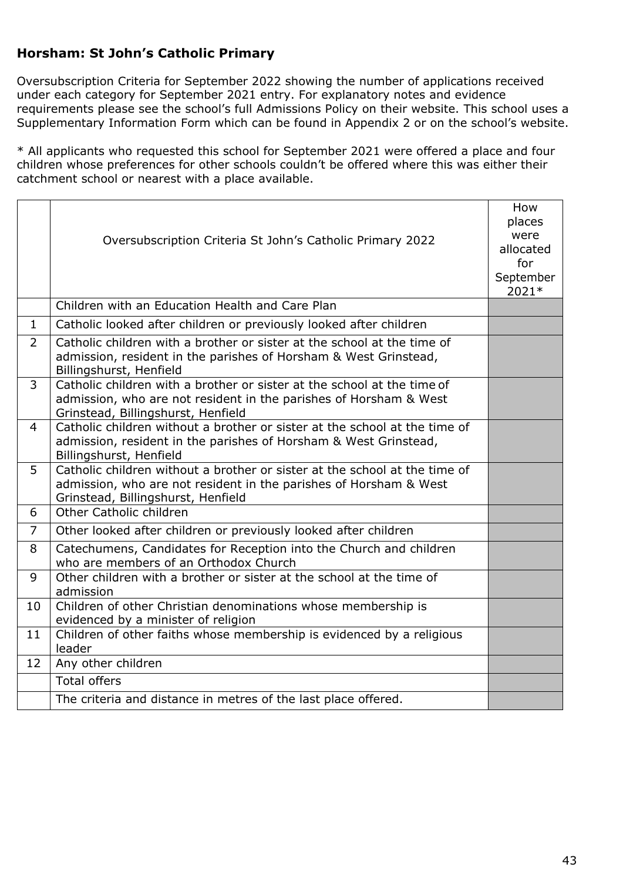**Horsham: St John's Catholic Primary**

Oversubscription Criteria for September 2022 showing the number of applications received under each category for September 2021 entry. For explanatory notes and evidence requirements please see the school's full Admissions Policy on their website. This school uses a Supplementary Information Form which can be found in Appendix 2 or on the school's website.

* All applicants who requested this school for September 2021 were offered a place and four children whose preferences for other schools couldn't be offered where this was either their catchment school or nearest with a place available.

| | Oversubscription Criteria St John's Catholic Primary 2022 | How places were allocated for September 2021* |
|---|---|---|
| | Children with an Education Health and Care Plan | |
| 1 | Catholic looked after children or previously looked after children | |
| 2 | Catholic children with a brother or sister at the school at the time of admission, resident in the parishes of Horsham & West Grinstead, Billingshurst, Henfield | |
| 3 | Catholic children with a brother or sister at the school at the time of admission, who are not resident in the parishes of Horsham & West Grinstead, Billingshurst, Henfield | |
| 4 | Catholic children without a brother or sister at the school at the time of admission, resident in the parishes of Horsham & West Grinstead, Billingshurst, Henfield | |
| 5 | Catholic children without a brother or sister at the school at the time of admission, who are not resident in the parishes of Horsham & West Grinstead, Billingshurst, Henfield | |
| 6 | Other Catholic children | |
| 7 | Other looked after children or previously looked after children | |
| 8 | Catechumens, Candidates for Reception into the Church and children who are members of an Orthodox Church | |
| 9 | Other children with a brother or sister at the school at the time of admission | |
| 10 | Children of other Christian denominations whose membership is evidenced by a minister of religion | |
| 11 | Children of other faiths whose membership is evidenced by a religious leader | |
| 12 | Any other children | |
| | Total offers | |
| | The criteria and distance in metres of the last place offered. | |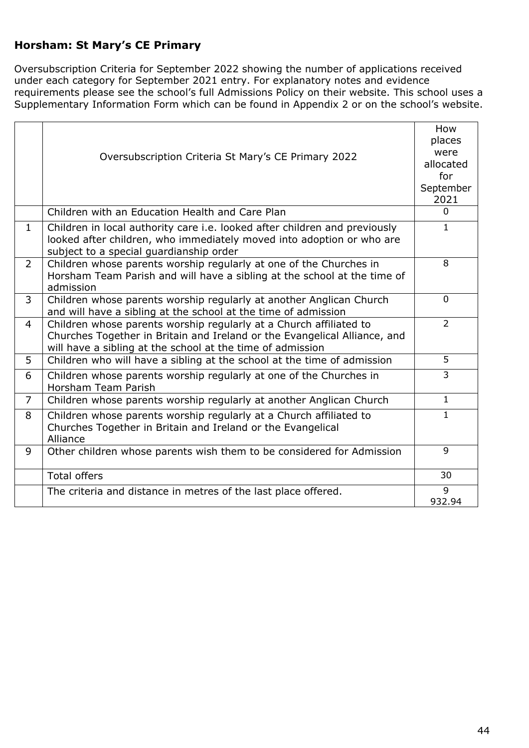## Horsham: St Mary's CE Primary

Oversubscription Criteria for September 2022 showing the number of applications received under each category for September 2021 entry. For explanatory notes and evidence requirements please see the school's full Admissions Policy on their website. This school uses a Supplementary Information Form which can be found in Appendix 2 or on the school's website.

| | Oversubscription Criteria St Mary's CE Primary 2022 | How places were allocated for September 2021 |
|---|---|---|
| | Children with an Education Health and Care Plan | 0 |
| 1 | Children in local authority care i.e. looked after children and previously looked after children, who immediately moved into adoption or who are subject to a special guardianship order | 1 |
| 2 | Children whose parents worship regularly at one of the Churches in Horsham Team Parish and will have a sibling at the school at the time of admission | 8 |
| 3 | Children whose parents worship regularly at another Anglican Church and will have a sibling at the school at the time of admission | 0 |
| 4 | Children whose parents worship regularly at a Church affiliated to Churches Together in Britain and Ireland or the Evangelical Alliance, and will have a sibling at the school at the time of admission | 2 |
| 5 | Children who will have a sibling at the school at the time of admission | 5 |
| 6 | Children whose parents worship regularly at one of the Churches in Horsham Team Parish | 3 |
| 7 | Children whose parents worship regularly at another Anglican Church | 1 |
| 8 | Children whose parents worship regularly at a Church affiliated to Churches Together in Britain and Ireland or the Evangelical Alliance | 1 |
| 9 | Other children whose parents wish them to be considered for Admission | 9 |
| | Total offers | 30 |
| | The criteria and distance in metres of the last place offered. | 9<br>932.94 |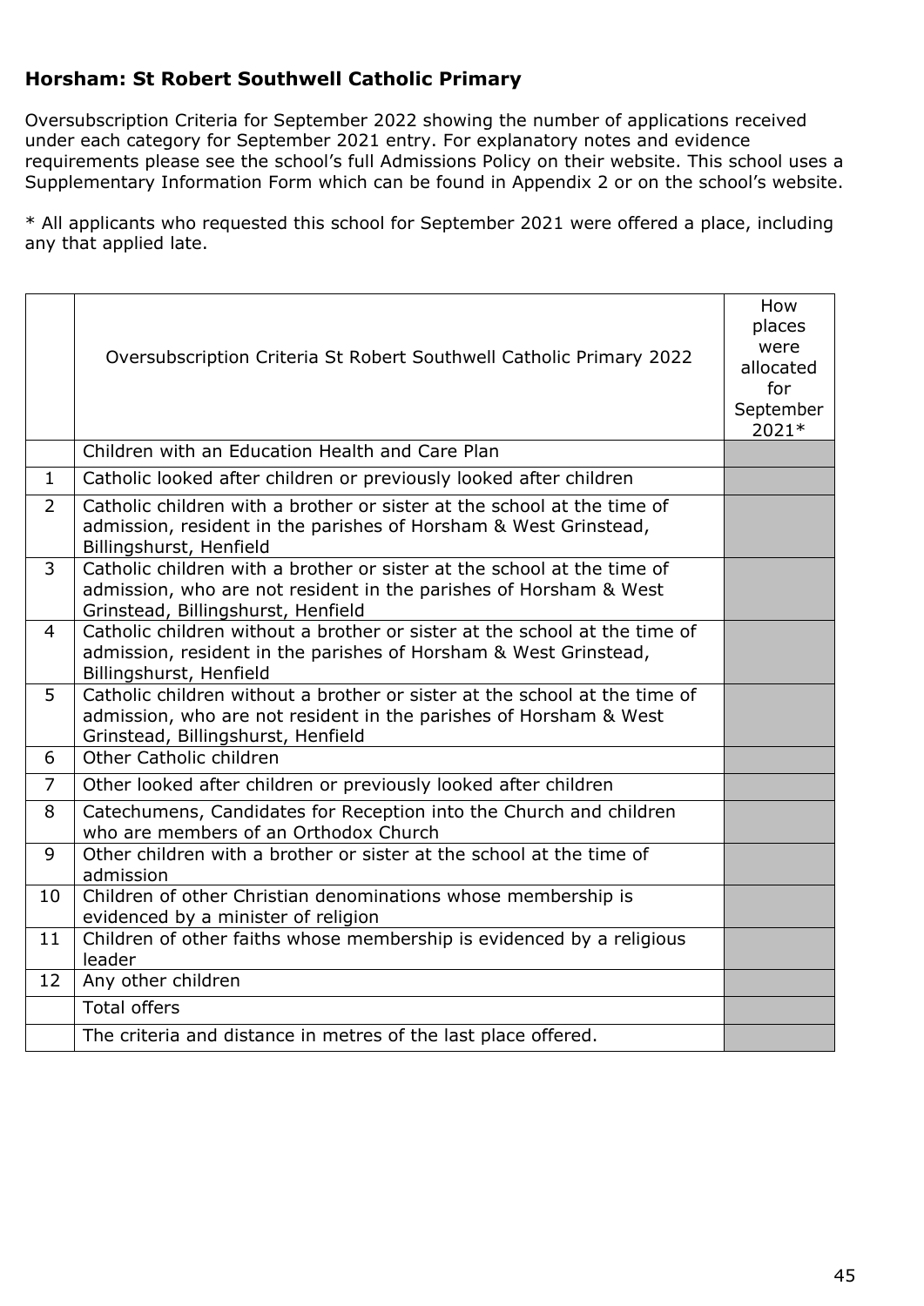### Horsham: St Robert Southwell Catholic Primary

Oversubscription Criteria for September 2022 showing the number of applications received under each category for September 2021 entry. For explanatory notes and evidence requirements please see the school's full Admissions Policy on their website. This school uses a Supplementary Information Form which can be found in Appendix 2 or on the school's website.

* All applicants who requested this school for September 2021 were offered a place, including any that applied late.

| | Oversubscription Criteria St Robert Southwell Catholic Primary 2022 | How places were allocated for September 2021* |
|---|---|---|
| | Children with an Education Health and Care Plan | |
| 1 | Catholic looked after children or previously looked after children | |
| 2 | Catholic children with a brother or sister at the school at the time of admission, resident in the parishes of Horsham & West Grinstead, Billingshurst, Henfield | |
| 3 | Catholic children with a brother or sister at the school at the time of admission, who are not resident in the parishes of Horsham & West Grinstead, Billingshurst, Henfield | |
| 4 | Catholic children without a brother or sister at the school at the time of admission, resident in the parishes of Horsham & West Grinstead, Billingshurst, Henfield | |
| 5 | Catholic children without a brother or sister at the school at the time of admission, who are not resident in the parishes of Horsham & West Grinstead, Billingshurst, Henfield | |
| 6 | Other Catholic children | |
| 7 | Other looked after children or previously looked after children | |
| 8 | Catechumens, Candidates for Reception into the Church and children who are members of an Orthodox Church | |
| 9 | Other children with a brother or sister at the school at the time of admission | |
| 10 | Children of other Christian denominations whose membership is evidenced by a minister of religion | |
| 11 | Children of other faiths whose membership is evidenced by a religious leader | |
| 12 | Any other children | |
| | Total offers | |
| | The criteria and distance in metres of the last place offered. | |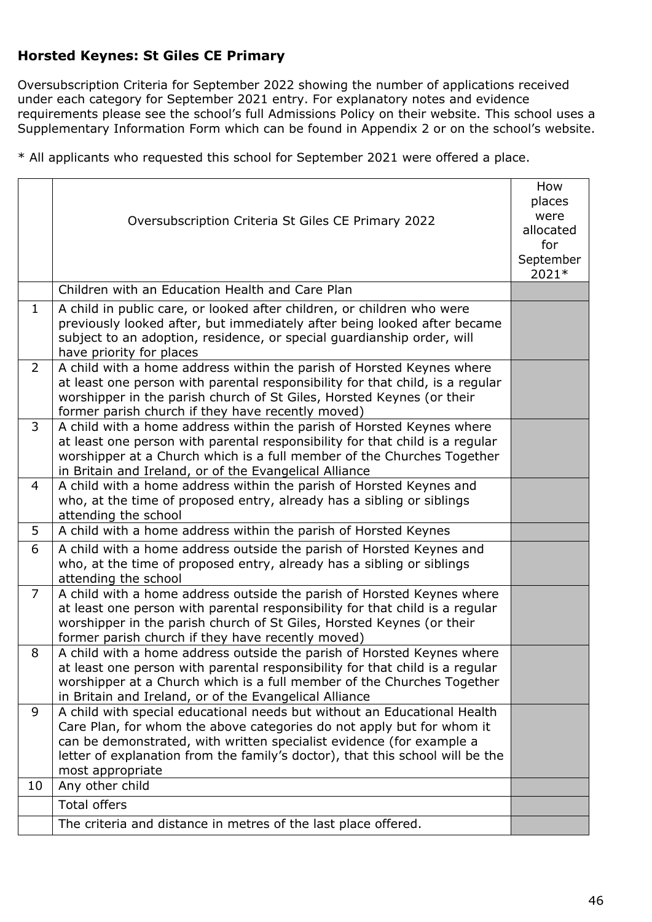**Horsted Keynes: St Giles CE Primary**

Oversubscription Criteria for September 2022 showing the number of applications received under each category for September 2021 entry. For explanatory notes and evidence requirements please see the school's full Admissions Policy on their website. This school uses a Supplementary Information Form which can be found in Appendix 2 or on the school's website.

* All applicants who requested this school for September 2021 were offered a place.

| | Oversubscription Criteria St Giles CE Primary 2022 | How places were allocated for September 2021* |
|---|---|---|
| | Children with an Education Health and Care Plan | |
| 1 | A child in public care, or looked after children, or children who were previously looked after, but immediately after being looked after became subject to an adoption, residence, or special guardianship order, will have priority for places | |
| 2 | A child with a home address within the parish of Horsted Keynes where at least one person with parental responsibility for that child, is a regular worshipper in the parish church of St Giles, Horsted Keynes (or their former parish church if they have recently moved) | |
| 3 | A child with a home address within the parish of Horsted Keynes where at least one person with parental responsibility for that child is a regular worshipper at a Church which is a full member of the Churches Together in Britain and Ireland, or of the Evangelical Alliance | |
| 4 | A child with a home address within the parish of Horsted Keynes and who, at the time of proposed entry, already has a sibling or siblings attending the school | |
| 5 | A child with a home address within the parish of Horsted Keynes | |
| 6 | A child with a home address outside the parish of Horsted Keynes and who, at the time of proposed entry, already has a sibling or siblings attending the school | |
| 7 | A child with a home address outside the parish of Horsted Keynes where at least one person with parental responsibility for that child is a regular worshipper in the parish church of St Giles, Horsted Keynes (or their former parish church if they have recently moved) | |
| 8 | A child with a home address outside the parish of Horsted Keynes where at least one person with parental responsibility for that child is a regular worshipper at a Church which is a full member of the Churches Together in Britain and Ireland, or of the Evangelical Alliance | |
| 9 | A child with special educational needs but without an Educational Health Care Plan, for whom the above categories do not apply but for whom it can be demonstrated, with written specialist evidence (for example a letter of explanation from the family's doctor), that this school will be the most appropriate | |
| 10 | Any other child | |
| | Total offers | |
| | The criteria and distance in metres of the last place offered. | |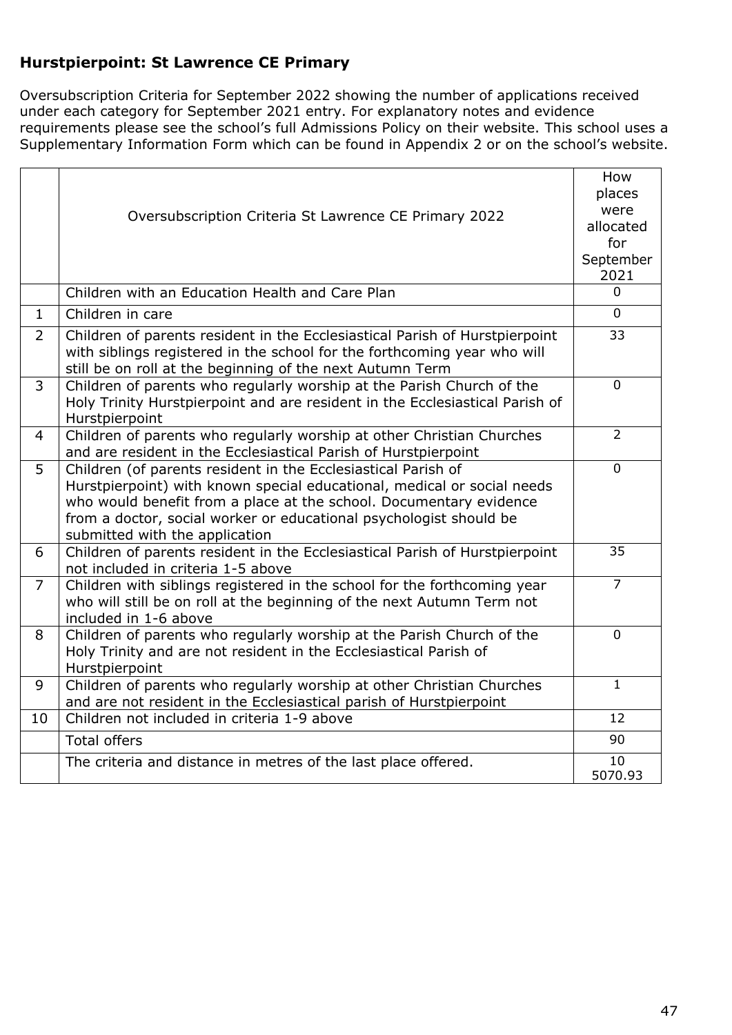## Hurstpierpoint: St Lawrence CE Primary

Oversubscription Criteria for September 2022 showing the number of applications received under each category for September 2021 entry. For explanatory notes and evidence requirements please see the school's full Admissions Policy on their website. This school uses a Supplementary Information Form which can be found in Appendix 2 or on the school's website.

| | Oversubscription Criteria St Lawrence CE Primary 2022 | How places were allocated for September 2021 |
|---|---|---|
| | Children with an Education Health and Care Plan | 0 |
| 1 | Children in care | 0 |
| 2 | Children of parents resident in the Ecclesiastical Parish of Hurstpierpoint with siblings registered in the school for the forthcoming year who will still be on roll at the beginning of the next Autumn Term | 33 |
| 3 | Children of parents who regularly worship at the Parish Church of the Holy Trinity Hurstpierpoint and are resident in the Ecclesiastical Parish of Hurstpierpoint | 0 |
| 4 | Children of parents who regularly worship at other Christian Churches and are resident in the Ecclesiastical Parish of Hurstpierpoint | 2 |
| 5 | Children (of parents resident in the Ecclesiastical Parish of Hurstpierpoint) with known special educational, medical or social needs who would benefit from a place at the school. Documentary evidence from a doctor, social worker or educational psychologist should be submitted with the application | 0 |
| 6 | Children of parents resident in the Ecclesiastical Parish of Hurstpierpoint not included in criteria 1-5 above | 35 |
| 7 | Children with siblings registered in the school for the forthcoming year who will still be on roll at the beginning of the next Autumn Term not included in 1-6 above | 7 |
| 8 | Children of parents who regularly worship at the Parish Church of the Holy Trinity and are not resident in the Ecclesiastical Parish of Hurstpierpoint | 0 |
| 9 | Children of parents who regularly worship at other Christian Churches and are not resident in the Ecclesiastical parish of Hurstpierpoint | 1 |
| 10 | Children not included in criteria 1-9 above | 12 |
| | Total offers | 90 |
| | The criteria and distance in metres of the last place offered. | 10<br>5070.93 |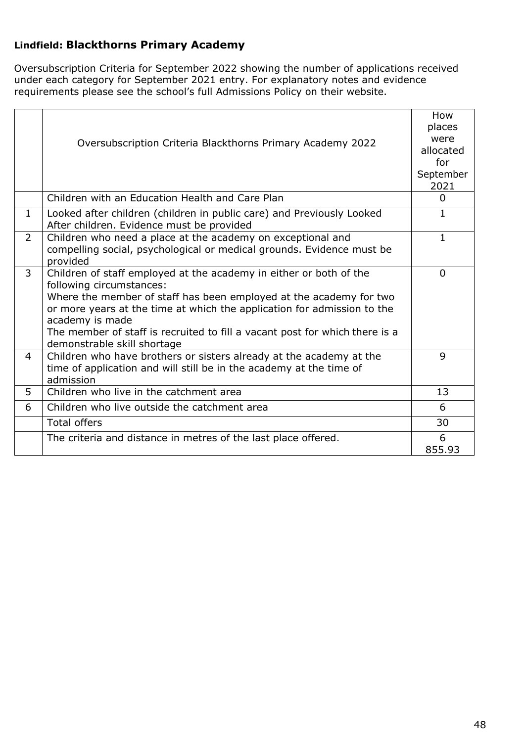## Lindfield: Blackthorns Primary Academy

Oversubscription Criteria for September 2022 showing the number of applications received under each category for September 2021 entry. For explanatory notes and evidence requirements please see the school's full Admissions Policy on their website.

| | Oversubscription Criteria Blackthorns Primary Academy 2022 | How places were allocated for September 2021 |
|---|---|---|
| | Children with an Education Health and Care Plan | 0 |
| 1 | Looked after children (children in public care) and Previously Looked After children. Evidence must be provided | 1 |
| 2 | Children who need a place at the academy on exceptional and compelling social, psychological or medical grounds. Evidence must be provided | 1 |
| 3 | Children of staff employed at the academy in either or both of the following circumstances:<br>Where the member of staff has been employed at the academy for two or more years at the time at which the application for admission to the academy is made<br>The member of staff is recruited to fill a vacant post for which there is a demonstrable skill shortage | 0 |
| 4 | Children who have brothers or sisters already at the academy at the time of application and will still be in the academy at the time of admission | 9 |
| 5 | Children who live in the catchment area | 13 |
| 6 | Children who live outside the catchment area | 6 |
| | Total offers | 30 |
| | The criteria and distance in metres of the last place offered. | 6<br>855.93 |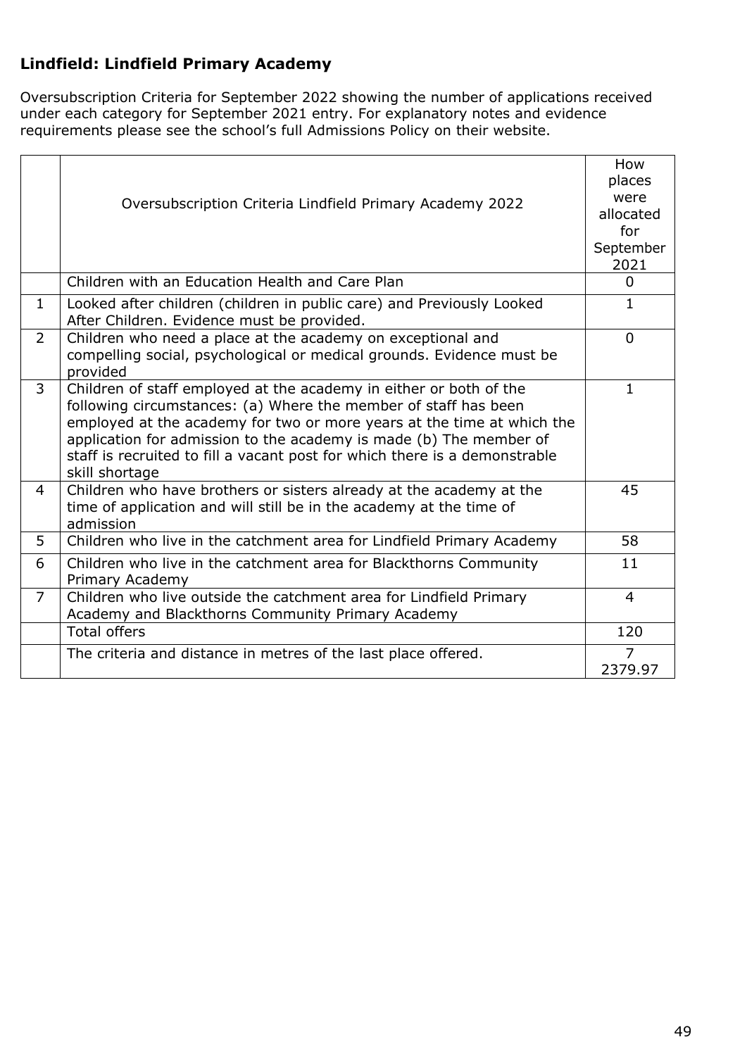**Lindfield: Lindfield Primary Academy**

Oversubscription Criteria for September 2022 showing the number of applications received under each category for September 2021 entry. For explanatory notes and evidence requirements please see the school's full Admissions Policy on their website.

| | Oversubscription Criteria Lindfield Primary Academy 2022 | How places were allocated for September 2021 |
|---|---|---|
| | Children with an Education Health and Care Plan | 0 |
| 1 | Looked after children (children in public care) and Previously Looked After Children. Evidence must be provided. | 1 |
| 2 | Children who need a place at the academy on exceptional and compelling social, psychological or medical grounds. Evidence must be provided | 0 |
| 3 | Children of staff employed at the academy in either or both of the following circumstances: (a) Where the member of staff has been employed at the academy for two or more years at the time at which the application for admission to the academy is made (b) The member of staff is recruited to fill a vacant post for which there is a demonstrable skill shortage | 1 |
| 4 | Children who have brothers or sisters already at the academy at the time of application and will still be in the academy at the time of admission | 45 |
| 5 | Children who live in the catchment area for Lindfield Primary Academy | 58 |
| 6 | Children who live in the catchment area for Blackthorns Community Primary Academy | 11 |
| 7 | Children who live outside the catchment area for Lindfield Primary Academy and Blackthorns Community Primary Academy | 4 |
| | Total offers | 120 |
| | The criteria and distance in metres of the last place offered. | 7<br>2379.97 |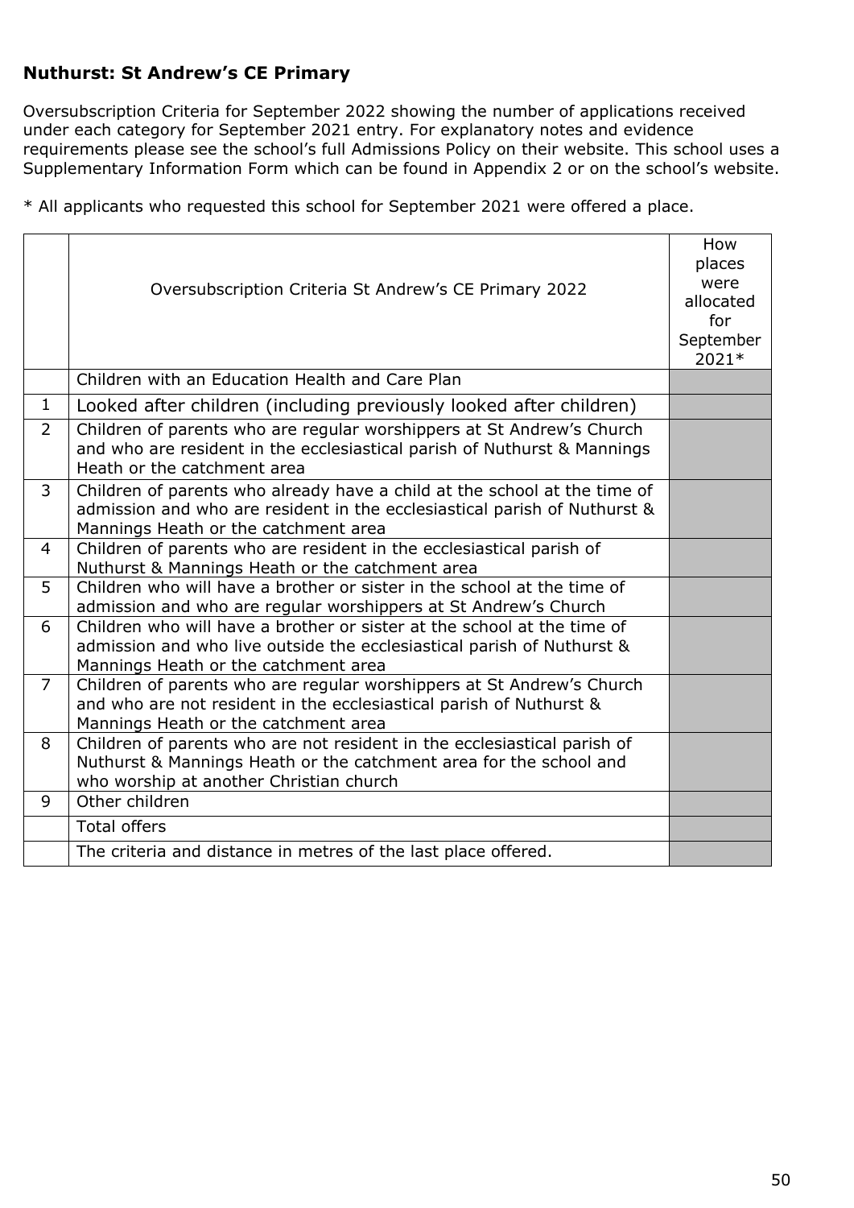### Nuthurst: St Andrew's CE Primary

Oversubscription Criteria for September 2022 showing the number of applications received under each category for September 2021 entry. For explanatory notes and evidence requirements please see the school's full Admissions Policy on their website. This school uses a Supplementary Information Form which can be found in Appendix 2 or on the school's website.

* All applicants who requested this school for September 2021 were offered a place.

| | Oversubscription Criteria St Andrew's CE Primary 2022 | How places were allocated for September 2021* |
|---|---|---|
| | Children with an Education Health and Care Plan | |
| 1 | Looked after children (including previously looked after children) | |
| 2 | Children of parents who are regular worshippers at St Andrew's Church and who are resident in the ecclesiastical parish of Nuthurst & Mannings Heath or the catchment area | |
| 3 | Children of parents who already have a child at the school at the time of admission and who are resident in the ecclesiastical parish of Nuthurst & Mannings Heath or the catchment area | |
| 4 | Children of parents who are resident in the ecclesiastical parish of Nuthurst & Mannings Heath or the catchment area | |
| 5 | Children who will have a brother or sister in the school at the time of admission and who are regular worshippers at St Andrew's Church | |
| 6 | Children who will have a brother or sister at the school at the time of admission and who live outside the ecclesiastical parish of Nuthurst & Mannings Heath or the catchment area | |
| 7 | Children of parents who are regular worshippers at St Andrew's Church and who are not resident in the ecclesiastical parish of Nuthurst & Mannings Heath or the catchment area | |
| 8 | Children of parents who are not resident in the ecclesiastical parish of Nuthurst & Mannings Heath or the catchment area for the school and who worship at another Christian church | |
| 9 | Other children | |
| | Total offers | |
| | The criteria and distance in metres of the last place offered. | |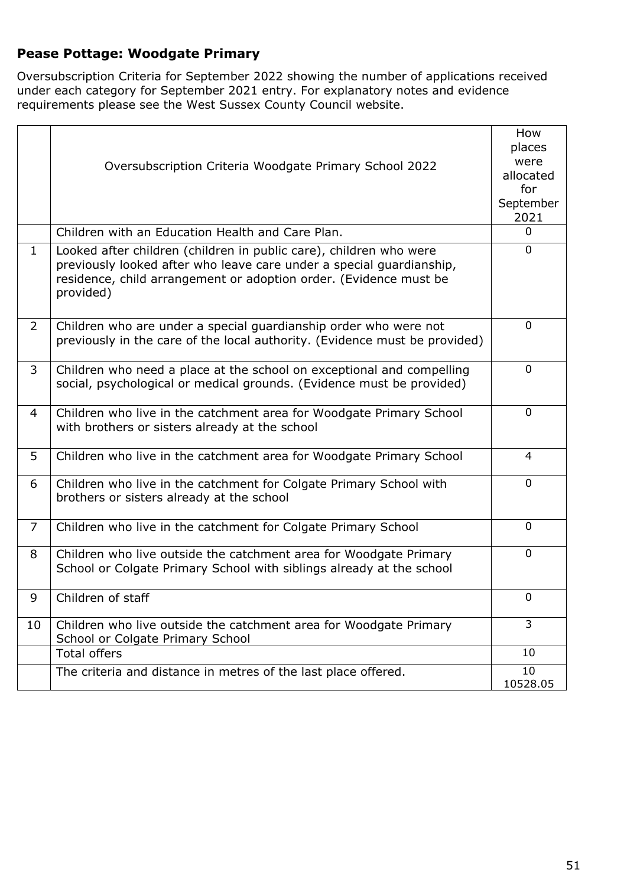**Pease Pottage: Woodgate Primary**

Oversubscription Criteria for September 2022 showing the number of applications received under each category for September 2021 entry. For explanatory notes and evidence requirements please see the West Sussex County Council website.

| | Oversubscription Criteria Woodgate Primary School 2022 | How places were allocated for September 2021 |
|---|---|---|
| | Children with an Education Health and Care Plan. | 0 |
| 1 | Looked after children (children in public care), children who were previously looked after who leave care under a special guardianship, residence, child arrangement or adoption order. (Evidence must be provided) | 0 |
| 2 | Children who are under a special guardianship order who were not previously in the care of the local authority. (Evidence must be provided) | 0 |
| 3 | Children who need a place at the school on exceptional and compelling social, psychological or medical grounds. (Evidence must be provided) | 0 |
| 4 | Children who live in the catchment area for Woodgate Primary School with brothers or sisters already at the school | 0 |
| 5 | Children who live in the catchment area for Woodgate Primary School | 4 |
| 6 | Children who live in the catchment for Colgate Primary School with brothers or sisters already at the school | 0 |
| 7 | Children who live in the catchment for Colgate Primary School | 0 |
| 8 | Children who live outside the catchment area for Woodgate Primary School or Colgate Primary School with siblings already at the school | 0 |
| 9 | Children of staff | 0 |
| 10 | Children who live outside the catchment area for Woodgate Primary School or Colgate Primary School | 3 |
| | Total offers | 10 |
| | The criteria and distance in metres of the last place offered. | 10<br>10528.05 |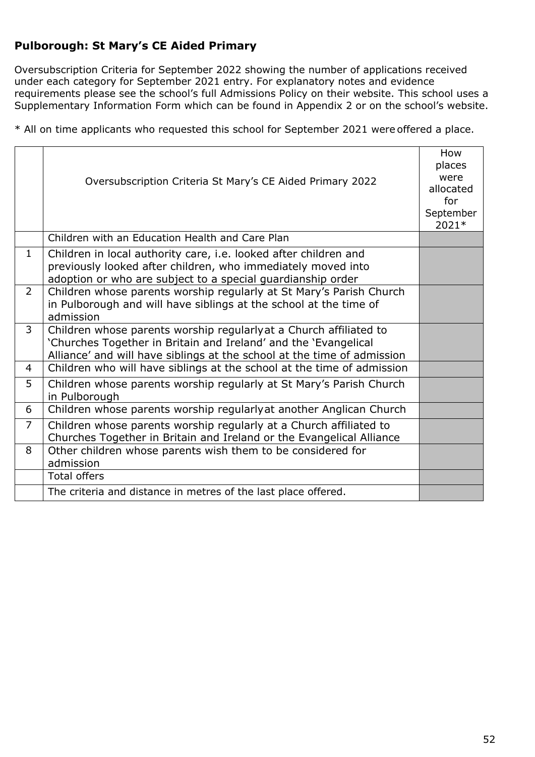### Pulborough: St Mary's CE Aided Primary

Oversubscription Criteria for September 2022 showing the number of applications received under each category for September 2021 entry. For explanatory notes and evidence requirements please see the school's full Admissions Policy on their website. This school uses a Supplementary Information Form which can be found in Appendix 2 or on the school's website.

* All on time applicants who requested this school for September 2021 were offered a place.

| | Oversubscription Criteria St Mary's CE Aided Primary 2022 | How places were allocated for September 2021* |
|---|---|---|
| | Children with an Education Health and Care Plan | |
| 1 | Children in local authority care, i.e. looked after children and previously looked after children, who immediately moved into adoption or who are subject to a special guardianship order | |
| 2 | Children whose parents worship regularly at St Mary's Parish Church in Pulborough and will have siblings at the school at the time of admission | |
| 3 | Children whose parents worship regularly at a Church affiliated to 'Churches Together in Britain and Ireland' and the 'Evangelical Alliance' and will have siblings at the school at the time of admission | |
| 4 | Children who will have siblings at the school at the time of admission | |
| 5 | Children whose parents worship regularly at St Mary's Parish Church in Pulborough | |
| 6 | Children whose parents worship regularly at another Anglican Church | |
| 7 | Children whose parents worship regularly at a Church affiliated to Churches Together in Britain and Ireland or the Evangelical Alliance | |
| 8 | Other children whose parents wish them to be considered for admission | |
| | Total offers | |
| | The criteria and distance in metres of the last place offered. | |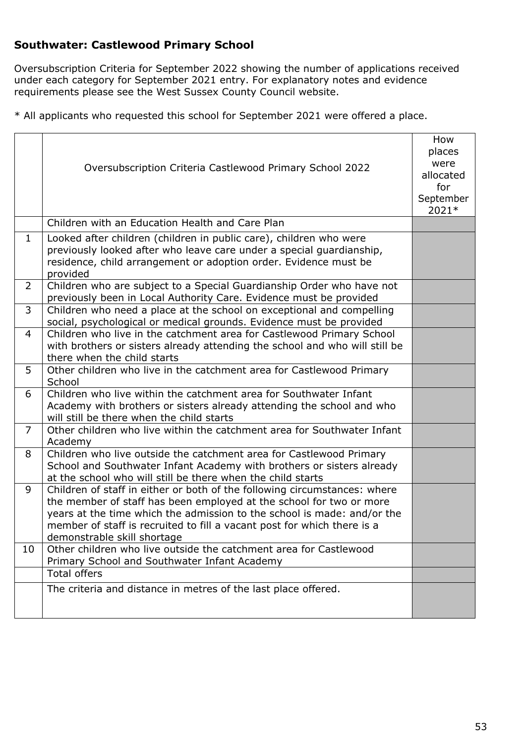## Southwater: Castlewood Primary School

Oversubscription Criteria for September 2022 showing the number of applications received under each category for September 2021 entry. For explanatory notes and evidence requirements please see the West Sussex County Council website.

* All applicants who requested this school for September 2021 were offered a place.

| | Oversubscription Criteria Castlewood Primary School 2022 | How places were allocated for September 2021* |
|---|---|---|
| | Children with an Education Health and Care Plan | |
| 1 | Looked after children (children in public care), children who were previously looked after who leave care under a special guardianship, residence, child arrangement or adoption order. Evidence must be provided | |
| 2 | Children who are subject to a Special Guardianship Order who have not previously been in Local Authority Care. Evidence must be provided | |
| 3 | Children who need a place at the school on exceptional and compelling social, psychological or medical grounds. Evidence must be provided | |
| 4 | Children who live in the catchment area for Castlewood Primary School with brothers or sisters already attending the school and who will still be there when the child starts | |
| 5 | Other children who live in the catchment area for Castlewood Primary School | |
| 6 | Children who live within the catchment area for Southwater Infant Academy with brothers or sisters already attending the school and who will still be there when the child starts | |
| 7 | Other children who live within the catchment area for Southwater Infant Academy | |
| 8 | Children who live outside the catchment area for Castlewood Primary School and Southwater Infant Academy with brothers or sisters already at the school who will still be there when the child starts | |
| 9 | Children of staff in either or both of the following circumstances: where the member of staff has been employed at the school for two or more years at the time which the admission to the school is made: and/or the member of staff is recruited to fill a vacant post for which there is a demonstrable skill shortage | |
| 10 | Other children who live outside the catchment area for Castlewood Primary School and Southwater Infant Academy | |
| | Total offers | |
| | The criteria and distance in metres of the last place offered. | |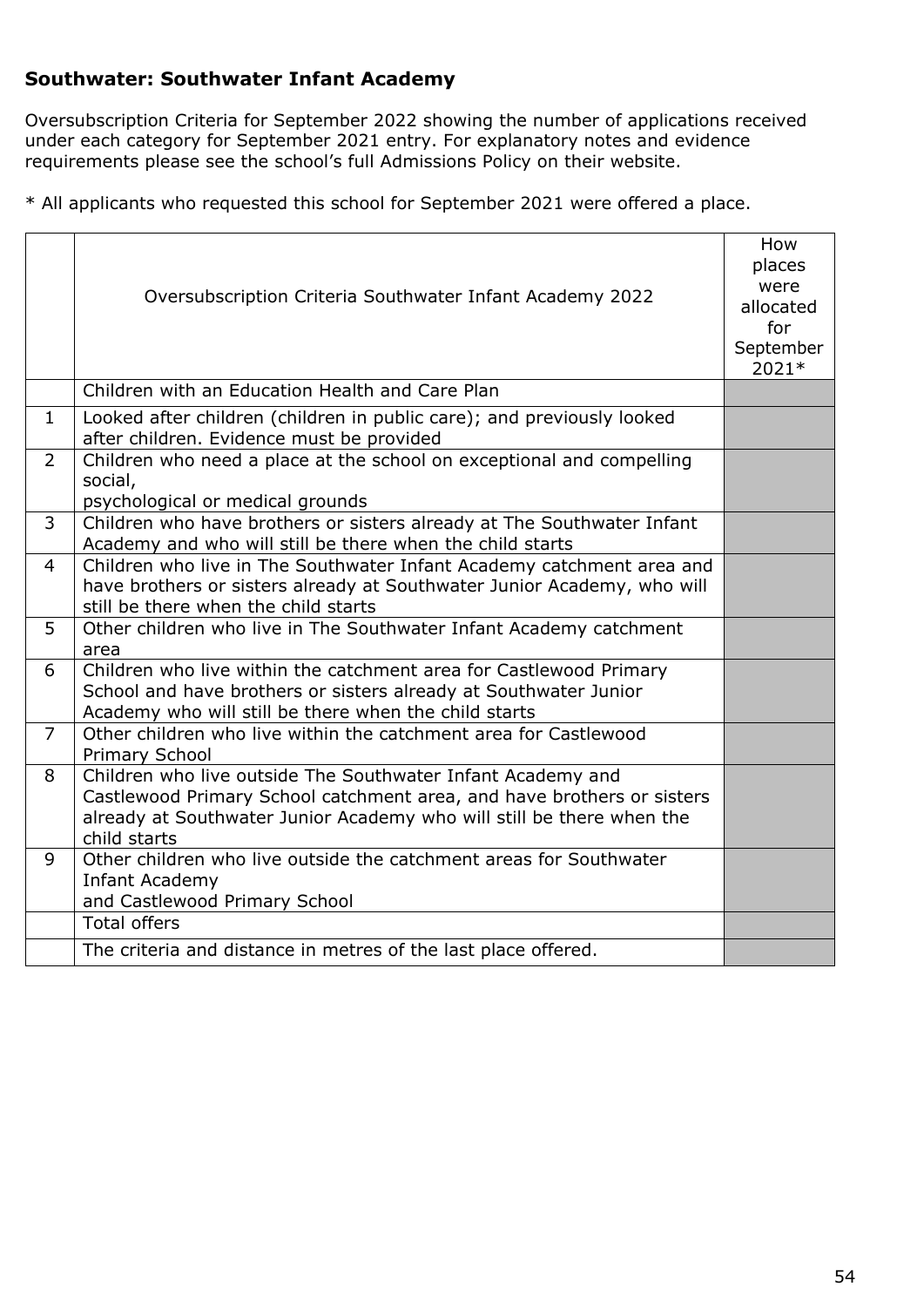## Southwater: Southwater Infant Academy

Oversubscription Criteria for September 2022 showing the number of applications received under each category for September 2021 entry. For explanatory notes and evidence requirements please see the school's full Admissions Policy on their website.

* All applicants who requested this school for September 2021 were offered a place.

| | Oversubscription Criteria Southwater Infant Academy 2022 | How places were allocated for September 2021* |
|---|---|---|
| | Children with an Education Health and Care Plan | |
| 1 | Looked after children (children in public care); and previously looked after children. Evidence must be provided | |
| 2 | Children who need a place at the school on exceptional and compelling social, psychological or medical grounds | |
| 3 | Children who have brothers or sisters already at The Southwater Infant Academy and who will still be there when the child starts | |
| 4 | Children who live in The Southwater Infant Academy catchment area and have brothers or sisters already at Southwater Junior Academy, who will still be there when the child starts | |
| 5 | Other children who live in The Southwater Infant Academy catchment area | |
| 6 | Children who live within the catchment area for Castlewood Primary School and have brothers or sisters already at Southwater Junior Academy who will still be there when the child starts | |
| 7 | Other children who live within the catchment area for Castlewood Primary School | |
| 8 | Children who live outside The Southwater Infant Academy and Castlewood Primary School catchment area, and have brothers or sisters already at Southwater Junior Academy who will still be there when the child starts | |
| 9 | Other children who live outside the catchment areas for Southwater Infant Academy and Castlewood Primary School | |
| | Total offers | |
| | The criteria and distance in metres of the last place offered. | |